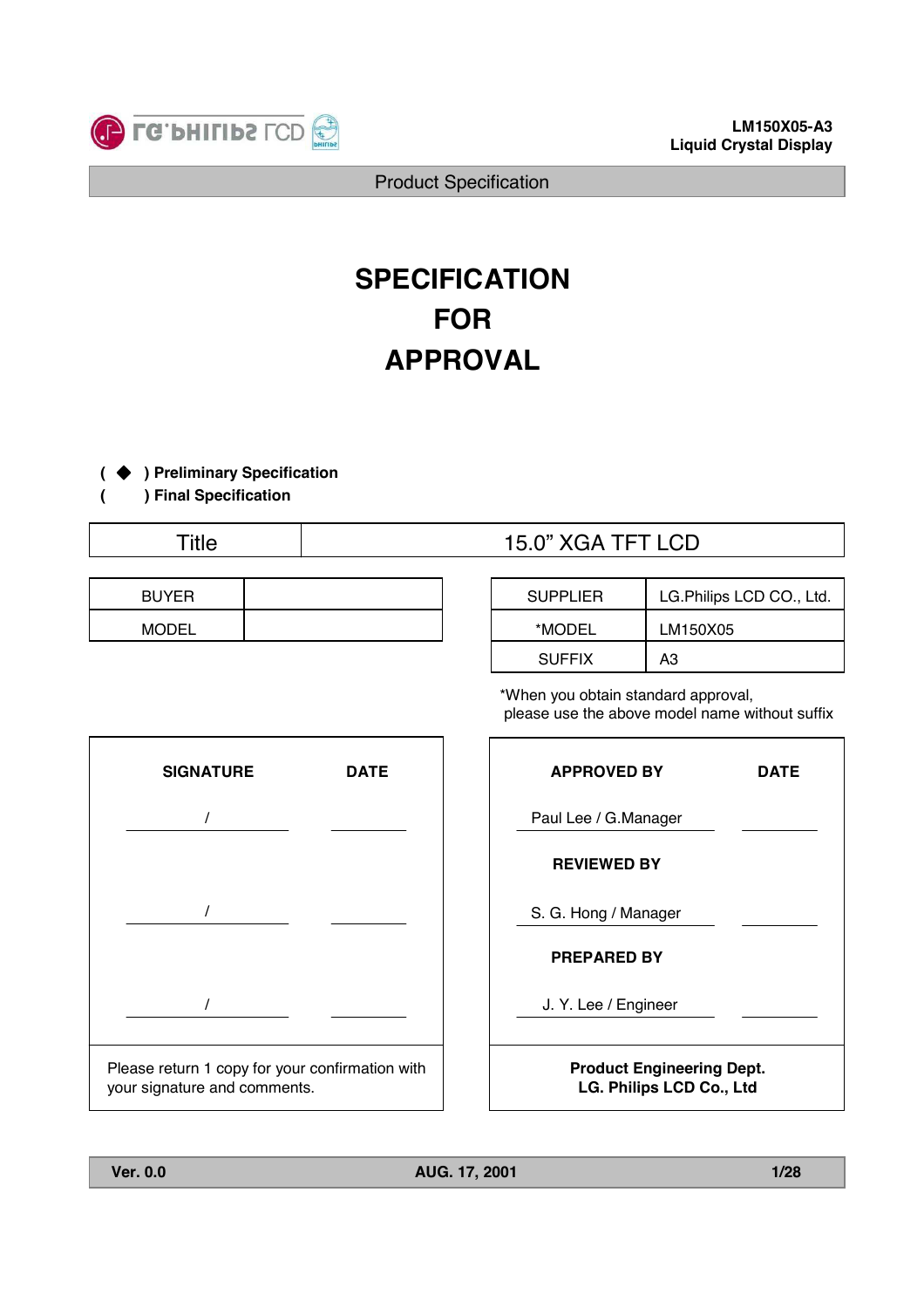# SPECIFICATION FOR APPROVAL

( ◆ ) **Preliminary Specification**
(   ) **Final Specification**

| Title | 15.0" XGA TFT LCD |
|---|---|

| BUYER | |
|---|---|
| MODEL | |

| SUPPLIER | LG.Philips LCD CO., Ltd. |
|---|---|
| *MODEL | LM150X05 |
| SUFFIX | A3 |

*When you obtain standard approval, please use the above model name without suffix

| SIGNATURE | DATE |
|---|---|
| / | |
| / | |
| / | |

Please return 1 copy for your confirmation with your signature and comments.

| APPROVED BY | DATE |
|---|---|
| Paul Lee / G.Manager | |
| **REVIEWED BY** | |
| S. G. Hong / Manager | |
| **PREPARED BY** | |
| J. Y. Lee / Engineer | |

**Product Engineering Dept.**
**LG. Philips LCD Co., Ltd**

**Ver. 0.0** **AUG. 17, 2001**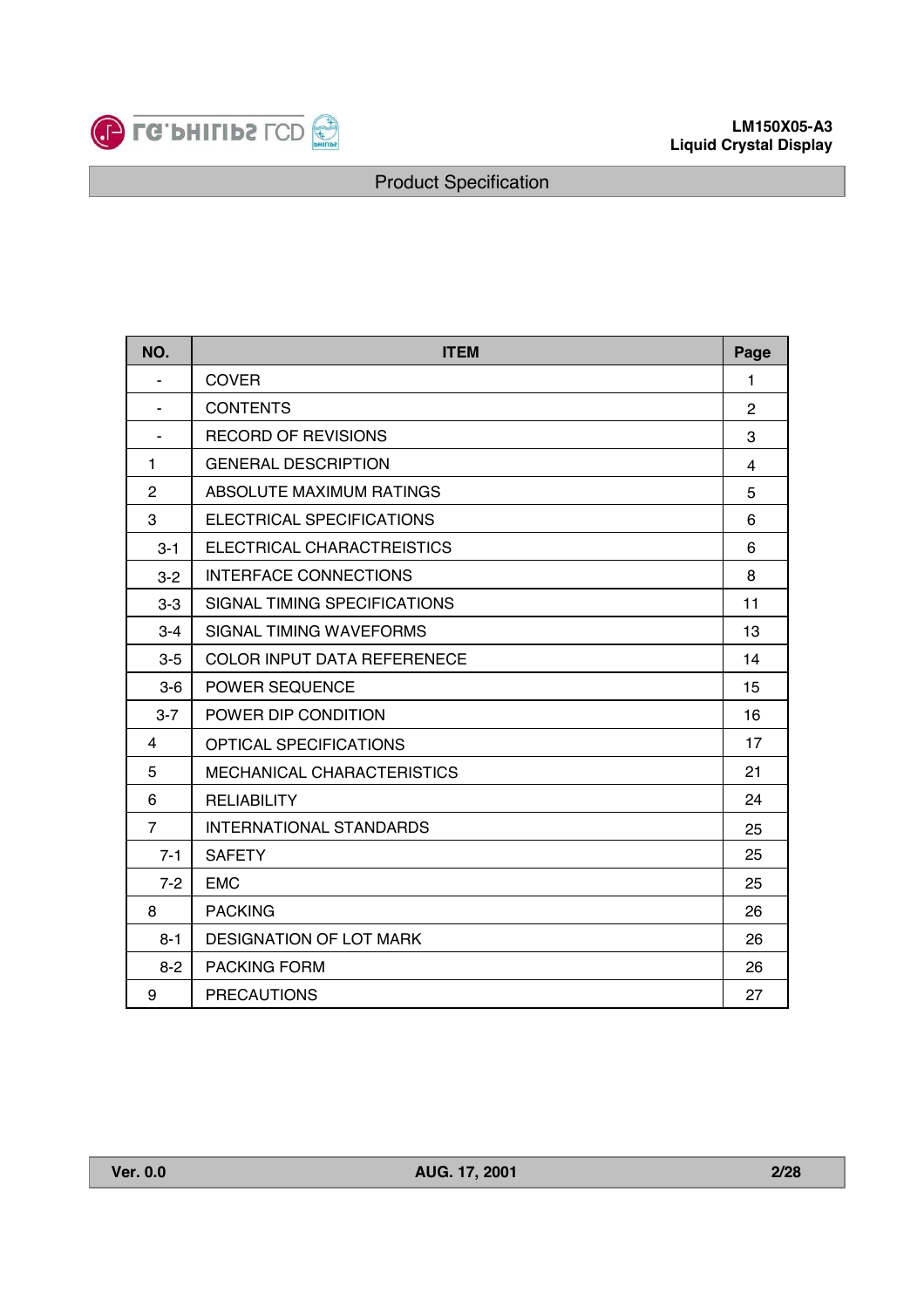| NO. | ITEM | Page |
| --- | --- | --- |
| - | COVER | 1 |
| - | CONTENTS | 2 |
| - | RECORD OF REVISIONS | 3 |
| 1 | GENERAL DESCRIPTION | 4 |
| 2 | ABSOLUTE MAXIMUM RATINGS | 5 |
| 3 | ELECTRICAL SPECIFICATIONS | 6 |
| 3-1 | ELECTRICAL CHARACTREISTICS | 6 |
| 3-2 | INTERFACE CONNECTIONS | 8 |
| 3-3 | SIGNAL TIMING SPECIFICATIONS | 11 |
| 3-4 | SIGNAL TIMING WAVEFORMS | 13 |
| 3-5 | COLOR INPUT DATA REFERENECE | 14 |
| 3-6 | POWER SEQUENCE | 15 |
| 3-7 | POWER DIP CONDITION | 16 |
| 4 | OPTICAL SPECIFICATIONS | 17 |
| 5 | MECHANICAL CHARACTERISTICS | 21 |
| 6 | RELIABILITY | 24 |
| 7 | INTERNATIONAL STANDARDS | 25 |
| 7-1 | SAFETY | 25 |
| 7-2 | EMC | 25 |
| 8 | PACKING | 26 |
| 8-1 | DESIGNATION OF LOT MARK | 26 |
| 8-2 | PACKING FORM | 26 |
| 9 | PRECAUTIONS | 27 |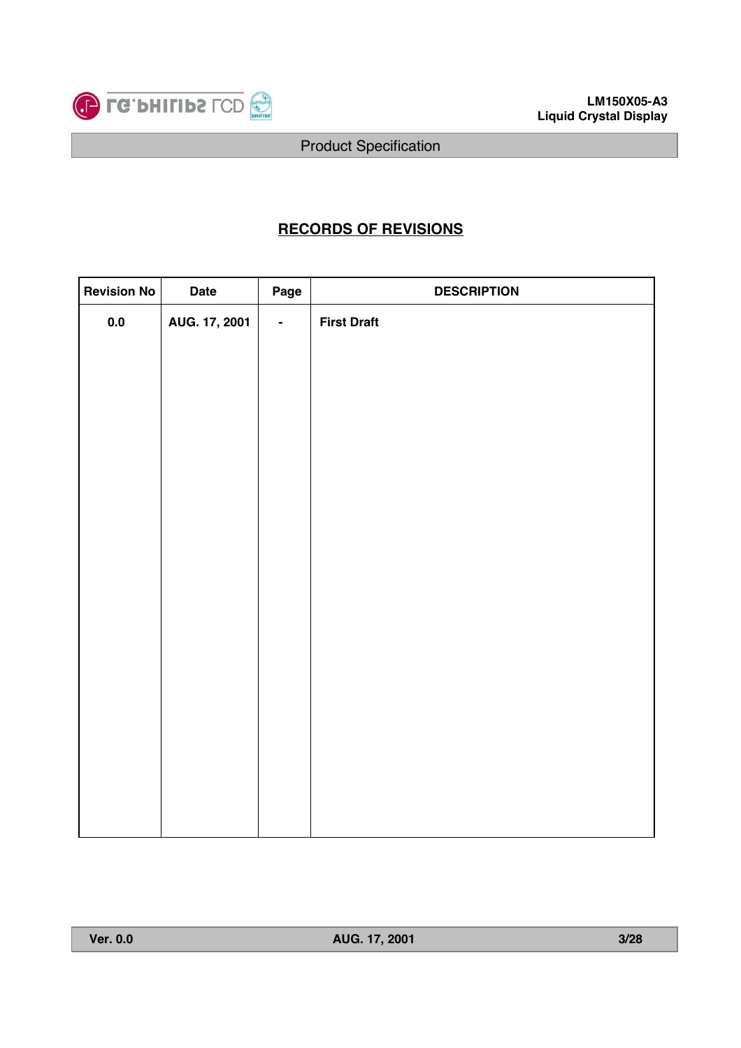## RECORDS OF REVISIONS

| Revision No | Date | Page | DESCRIPTION |
|---|---|---|---|
| 0.0 | AUG. 17, 2001 | - | First Draft |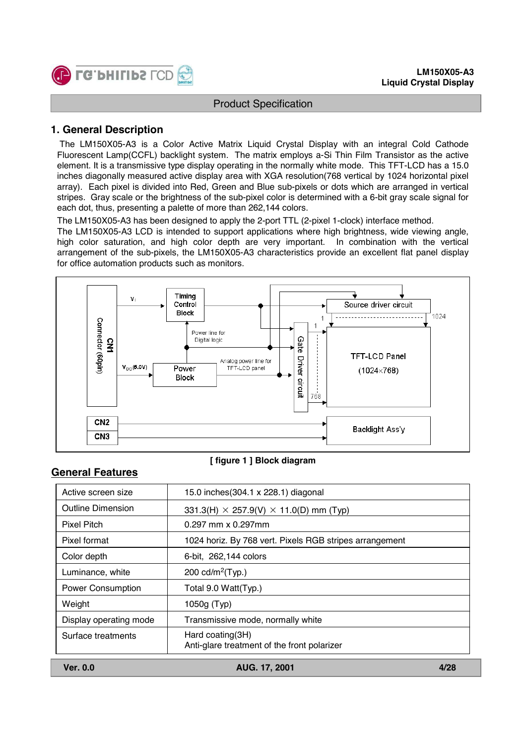## 1. General Description

The LM150X05-A3 is a Color Active Matrix Liquid Crystal Display with an integral Cold Cathode Fluorescent Lamp(CCFL) backlight system. The matrix employs a-Si Thin Film Transistor as the active element. It is a transmissive type display operating in the normally white mode. This TFT-LCD has a 15.0 inches diagonally measured active display area with XGA resolution(768 vertical by 1024 horizontal pixel array). Each pixel is divided into Red, Green and Blue sub-pixels or dots which are arranged in vertical stripes. Gray scale or the brightness of the sub-pixel color is determined with a 6-bit gray scale signal for each dot, thus, presenting a palette of more than 262,144 colors.

The LM150X05-A3 has been designed to apply the 2-port TTL (2-pixel 1-clock) interface method.

The LM150X05-A3 LCD is intended to support applications where high brightness, wide viewing angle, high color saturation, and high color depth are very important. In combination with the vertical arrangement of the sub-pixels, the LM150X05-A3 characteristics provide an excellent flat panel display for office automation products such as monitors.

**[ figure 1 ] Block diagram**

## General Features

| | |
|---|---|
| Active screen size | 15.0 inches(304.1 x 228.1) diagonal |
| Outline Dimension | 331.3(H) × 257.9(V) × 11.0(D) mm (Typ) |
| Pixel Pitch | 0.297 mm x 0.297mm |
| Pixel format | 1024 horiz. By 768 vert. Pixels RGB stripes arrangement |
| Color depth | 6-bit, 262,144 colors |
| Luminance, white | 200 cd/m$^2$(Typ.) |
| Power Consumption | Total 9.0 Watt(Typ.) |
| Weight | 1050g (Typ) |
| Display operating mode | Transmissive mode, normally white |
| Surface treatments | Hard coating(3H)<br>Anti-glare treatment of the front polarizer |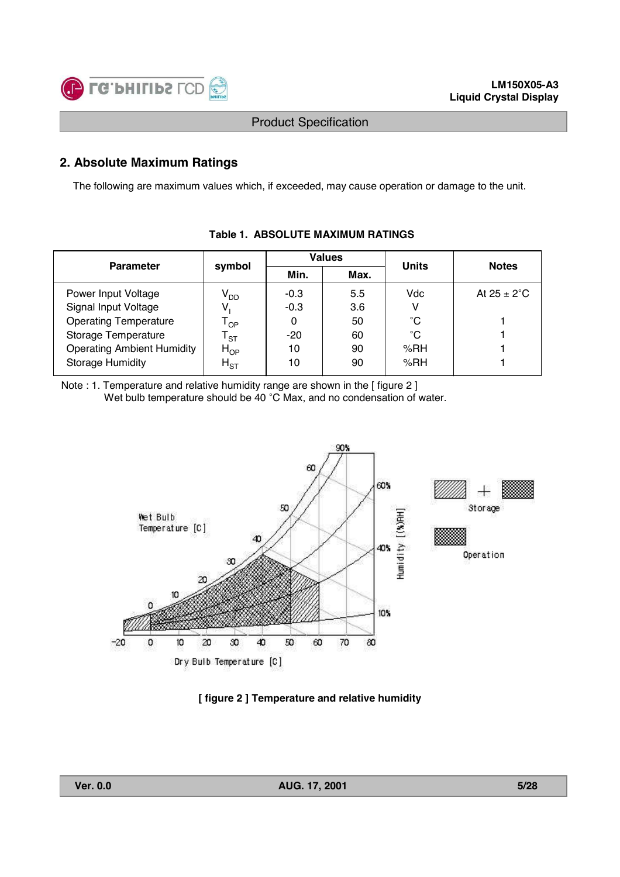## 2. Absolute Maximum Ratings

The following are maximum values which, if exceeded, may cause operation or damage to the unit.

**Table 1. ABSOLUTE MAXIMUM RATINGS**

| Parameter | symbol | Values | | Units | Notes |
|---|---|---|---|---|---|
| | | Min. | Max. | | |
| Power Input Voltage | $V_{DD}$ | -0.3 | 5.5 | Vdc | At 25 ± 2°C |
| Signal Input Voltage | $V_I$ | -0.3 | 3.6 | V | |
| Operating Temperature | $T_{OP}$ | 0 | 50 | °C | 1 |
| Storage Temperature | $T_{ST}$ | -20 | 60 | °C | 1 |
| Operating Ambient Humidity | $H_{OP}$ | 10 | 90 | %RH | 1 |
| Storage Humidity | $H_{ST}$ | 10 | 90 | %RH | 1 |

Note : 1. Temperature and relative humidity range are shown in the [ figure 2 ]
Wet bulb temperature should be 40 °C Max, and no condensation of water.

**[ figure 2 ] Temperature and relative humidity**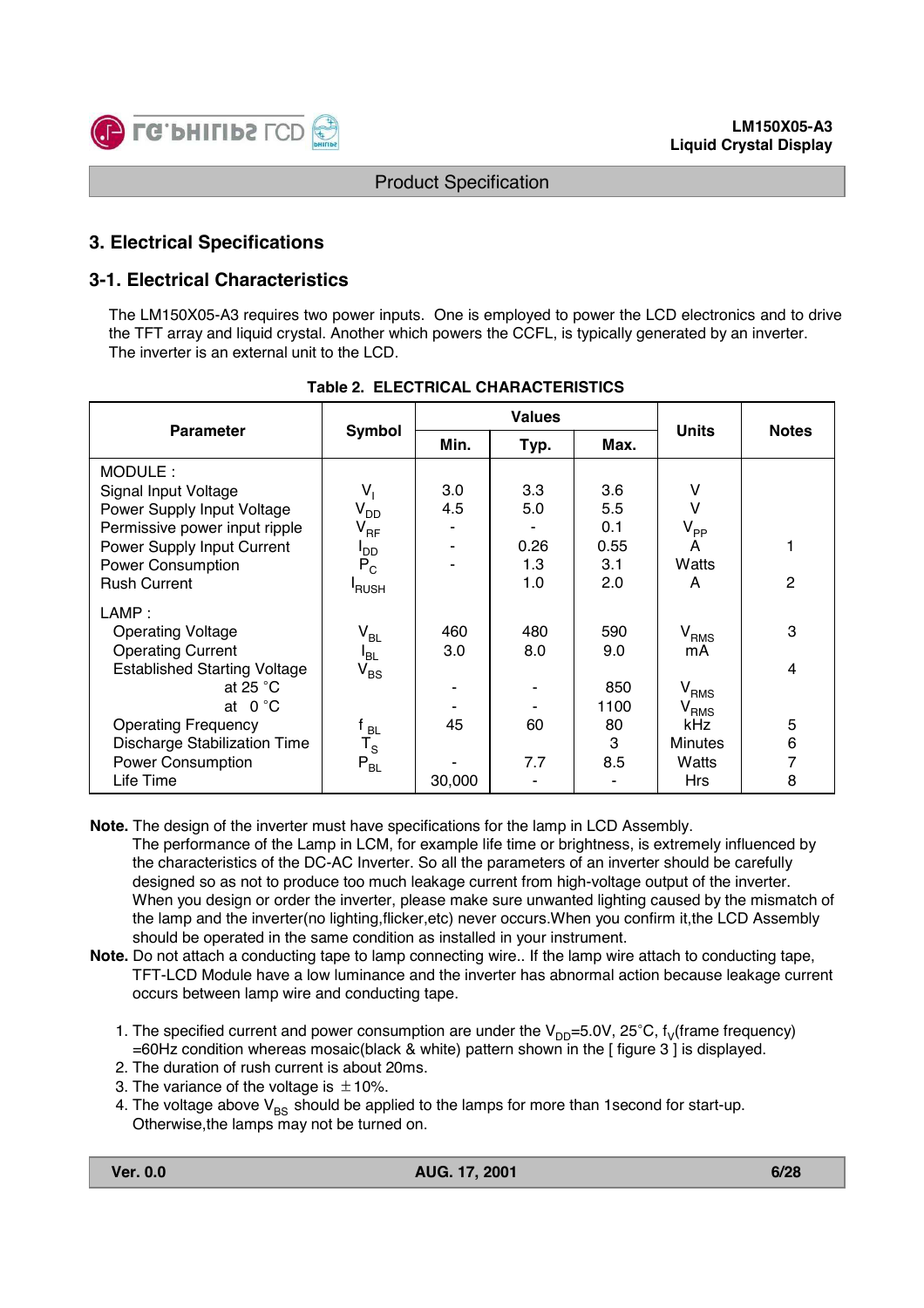## 3. Electrical Specifications

### 3-1. Electrical Characteristics

The LM150X05-A3 requires two power inputs. One is employed to power the LCD electronics and to drive the TFT array and liquid crystal. Another which powers the CCFL, is typically generated by an inverter. The inverter is an external unit to the LCD.

**Table 2. ELECTRICAL CHARACTERISTICS**

| Parameter | Symbol | Values | | | Units | Notes |
|---|---|---|---|---|---|---|
| | | Min. | Typ. | Max. | | |
| MODULE : | | | | | | |
| Signal Input Voltage | $V_I$ | 3.0 | 3.3 | 3.6 | V | |
| Power Supply Input Voltage | $V_{DD}$ | 4.5 | 5.0 | 5.5 | V | |
| Permissive power input ripple | $V_{RF}$ | - | - | 0.1 | $V_{PP}$ | |
| Power Supply Input Current | $I_{DD}$ | - | 0.26 | 0.55 | A | 1 |
| Power Consumption | $P_C$ | - | 1.3 | 3.1 | Watts | |
| Rush Current | $I_{RUSH}$ | | 1.0 | 2.0 | A | 2 |
| LAMP : | | | | | | |
| Operating Voltage | $V_{BL}$ | 460 | 480 | 590 | $V_{RMS}$ | 3 |
| Operating Current | $I_{BL}$ | 3.0 | 8.0 | 9.0 | mA | |
| Established Starting Voltage | $V_{BS}$ | | | | | 4 |
| at 25 °C | | - | - | 850 | $V_{RMS}$ | |
| at 0 °C | | - | - | 1100 | $V_{RMS}$ | |
| Operating Frequency | $f_{BL}$ | 45 | 60 | 80 | kHz | 5 |
| Discharge Stabilization Time | $T_S$ | | | 3 | Minutes | 6 |
| Power Consumption | $P_{BL}$ | - | 7.7 | 8.5 | Watts | 7 |
| Life Time | | 30,000 | - | - | Hrs | 8 |

**Note.** The design of the inverter must have specifications for the lamp in LCD Assembly.
The performance of the Lamp in LCM, for example life time or brightness, is extremely influenced by the characteristics of the DC-AC Inverter. So all the parameters of an inverter should be carefully designed so as not to produce too much leakage current from high-voltage output of the inverter. When you design or order the inverter, please make sure unwanted lighting caused by the mismatch of the lamp and the inverter(no lighting,flicker,etc) never occurs.When you confirm it,the LCD Assembly should be operated in the same condition as installed in your instrument.

**Note.** Do not attach a conducting tape to lamp connecting wire.. If the lamp wire attach to conducting tape, TFT-LCD Module have a low luminance and the inverter has abnormal action because leakage current occurs between lamp wire and conducting tape.

1. The specified current and power consumption are under the $V_{DD}$=5.0V, 25°C, $f_V$(frame frequency) =60Hz condition whereas mosaic(black & white) pattern shown in the [ figure 3 ] is displayed.
2. The duration of rush current is about 20ms.
3. The variance of the voltage is ±10%.
4. The voltage above $V_{BS}$ should be applied to the lamps for more than 1second for start-up. Otherwise,the lamps may not be turned on.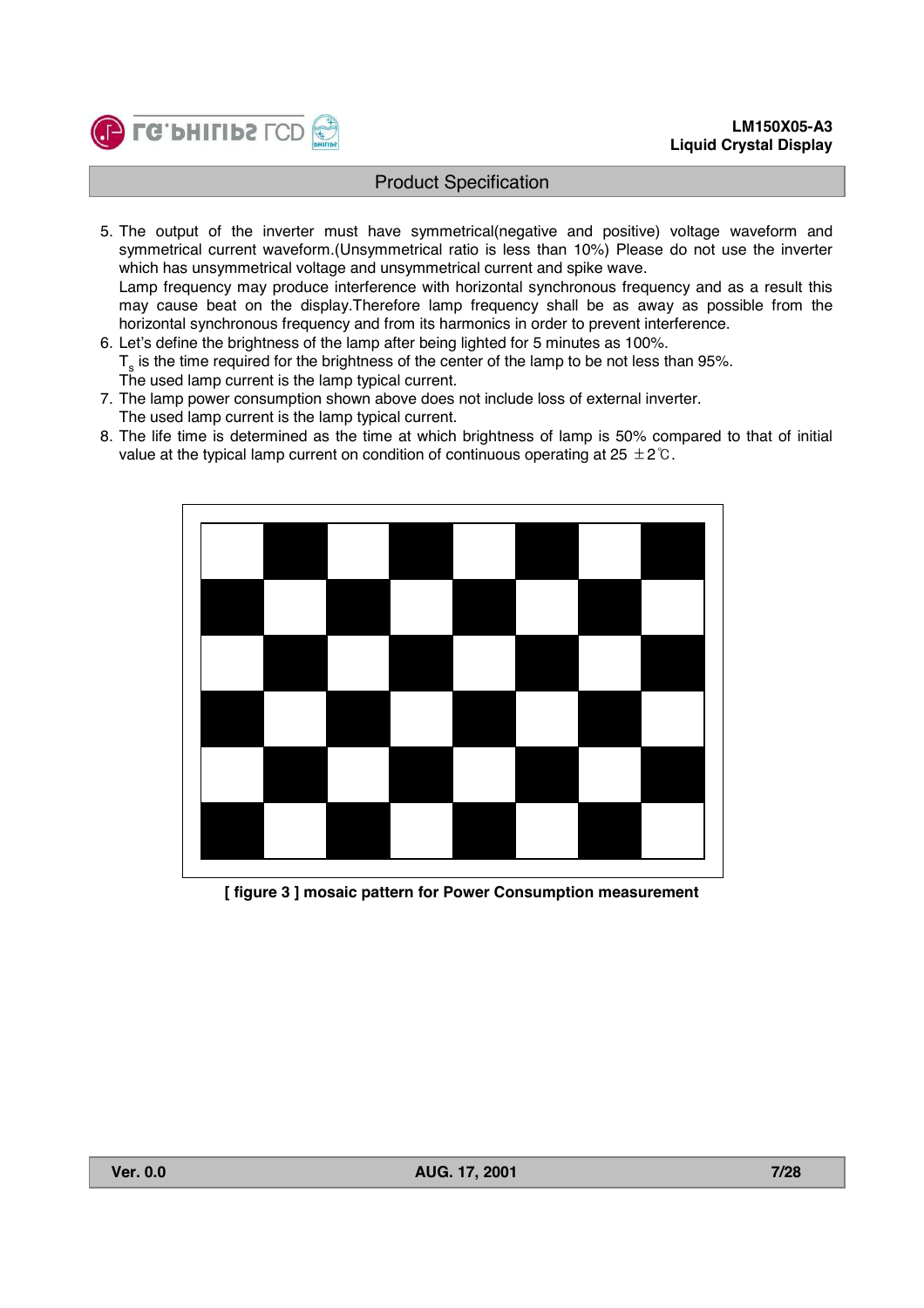5. The output of the inverter must have symmetrical(negative and positive) voltage waveform and symmetrical current waveform.(Unsymmetrical ratio is less than 10%) Please do not use the inverter which has unsymmetrical voltage and unsymmetrical current and spike wave.
   Lamp frequency may produce interference with horizontal synchronous frequency and as a result this may cause beat on the display.Therefore lamp frequency shall be as away as possible from the horizontal synchronous frequency and from its harmonics in order to prevent interference.
6. Let's define the brightness of the lamp after being lighted for 5 minutes as 100%.
   $T_s$ is the time required for the brightness of the center of the lamp to be not less than 95%.
   The used lamp current is the lamp typical current.
7. The lamp power consumption shown above does not include loss of external inverter.
   The used lamp current is the lamp typical current.
8. The life time is determined as the time at which brightness of lamp is 50% compared to that of initial value at the typical lamp current on condition of continuous operating at 25 ±2℃.

**[ figure 3 ] mosaic pattern for Power Consumption measurement**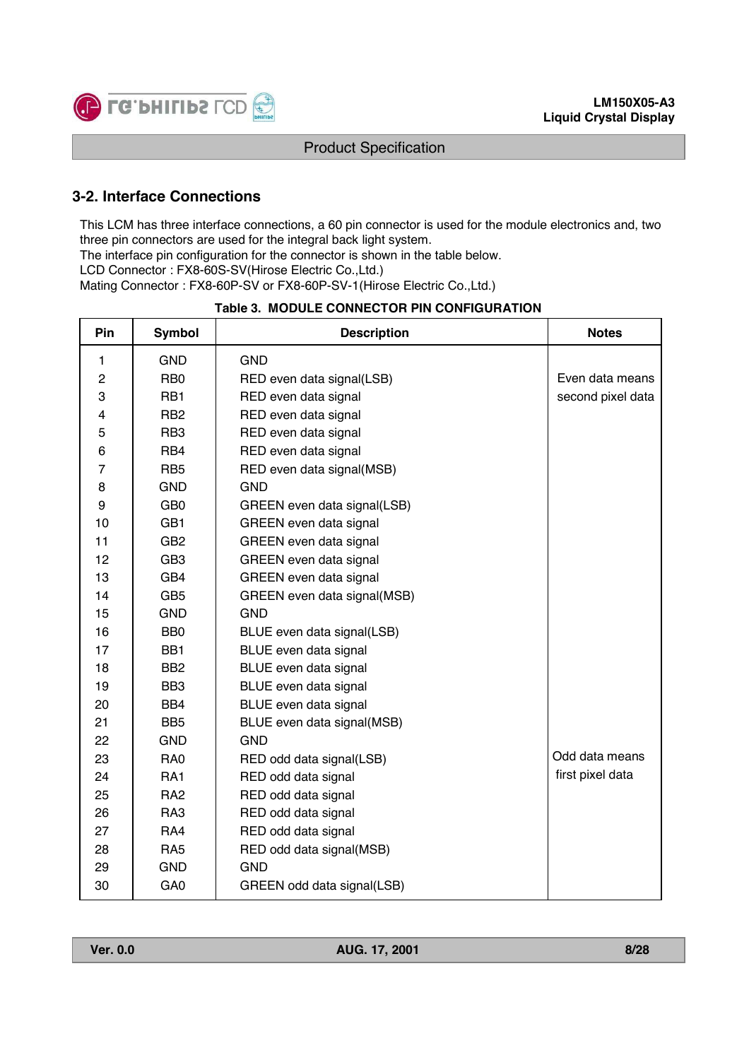### 3-2. Interface Connections

This LCM has three interface connections, a 60 pin connector is used for the module electronics and, two three pin connectors are used for the integral back light system.
The interface pin configuration for the connector is shown in the table below.
LCD Connector : FX8-60S-SV(Hirose Electric Co.,Ltd.)
Mating Connector : FX8-60P-SV or FX8-60P-SV-1(Hirose Electric Co.,Ltd.)

**Table 3. MODULE CONNECTOR PIN CONFIGURATION**

| Pin | Symbol | Description | Notes |
|---|---|---|---|
| 1 | GND | GND | |
| 2 | RB0 | RED even data signal(LSB) | Even data means second pixel data |
| 3 | RB1 | RED even data signal | |
| 4 | RB2 | RED even data signal | |
| 5 | RB3 | RED even data signal | |
| 6 | RB4 | RED even data signal | |
| 7 | RB5 | RED even data signal(MSB) | |
| 8 | GND | GND | |
| 9 | GB0 | GREEN even data signal(LSB) | |
| 10 | GB1 | GREEN even data signal | |
| 11 | GB2 | GREEN even data signal | |
| 12 | GB3 | GREEN even data signal | |
| 13 | GB4 | GREEN even data signal | |
| 14 | GB5 | GREEN even data signal(MSB) | |
| 15 | GND | GND | |
| 16 | BB0 | BLUE even data signal(LSB) | |
| 17 | BB1 | BLUE even data signal | |
| 18 | BB2 | BLUE even data signal | |
| 19 | BB3 | BLUE even data signal | |
| 20 | BB4 | BLUE even data signal | |
| 21 | BB5 | BLUE even data signal(MSB) | |
| 22 | GND | GND | |
| 23 | RA0 | RED odd data signal(LSB) | Odd data means first pixel data |
| 24 | RA1 | RED odd data signal | |
| 25 | RA2 | RED odd data signal | |
| 26 | RA3 | RED odd data signal | |
| 27 | RA4 | RED odd data signal | |
| 28 | RA5 | RED odd data signal(MSB) | |
| 29 | GND | GND | |
| 30 | GA0 | GREEN odd data signal(LSB) | |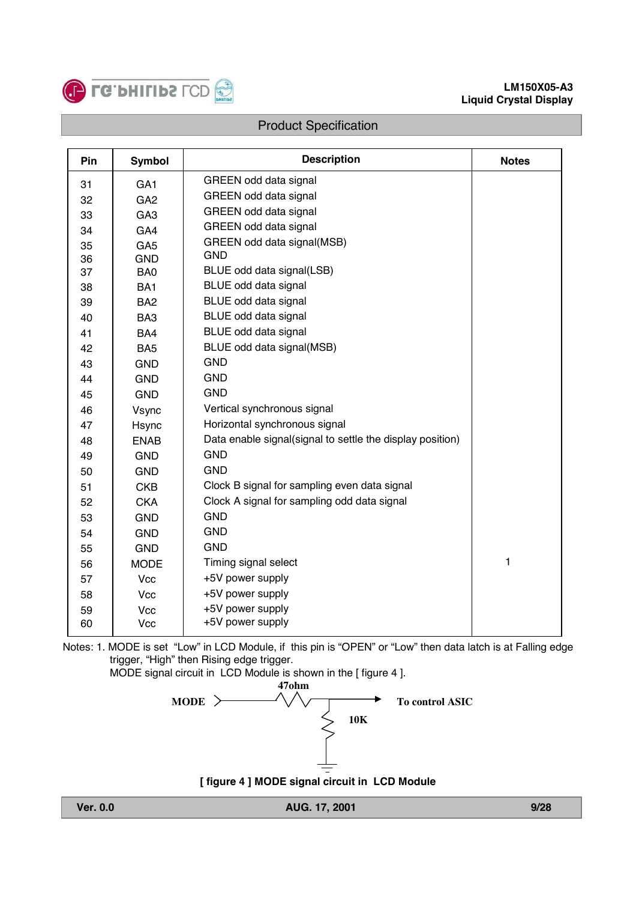## Product Specification

| Pin | Symbol | Description | Notes |
|---|---|---|---|
| 31 | GA1 | GREEN odd data signal | |
| 32 | GA2 | GREEN odd data signal | |
| 33 | GA3 | GREEN odd data signal | |
| 34 | GA4 | GREEN odd data signal | |
| 35 | GA5 | GREEN odd data signal(MSB) | |
| 36 | GND | GND | |
| 37 | BA0 | BLUE odd data signal(LSB) | |
| 38 | BA1 | BLUE odd data signal | |
| 39 | BA2 | BLUE odd data signal | |
| 40 | BA3 | BLUE odd data signal | |
| 41 | BA4 | BLUE odd data signal | |
| 42 | BA5 | BLUE odd data signal(MSB) | |
| 43 | GND | GND | |
| 44 | GND | GND | |
| 45 | GND | GND | |
| 46 | Vsync | Vertical synchronous signal | |
| 47 | Hsync | Horizontal synchronous signal | |
| 48 | ENAB | Data enable signal(signal to settle the display position) | |
| 49 | GND | GND | |
| 50 | GND | GND | |
| 51 | CKB | Clock B signal for sampling even data signal | |
| 52 | CKA | Clock A signal for sampling odd data signal | |
| 53 | GND | GND | |
| 54 | GND | GND | |
| 55 | GND | GND | |
| 56 | MODE | Timing signal select | 1 |
| 57 | Vcc | +5V power supply | |
| 58 | Vcc | +5V power supply | |
| 59 | Vcc | +5V power supply | |
| 60 | Vcc | +5V power supply | |

Notes: 1. MODE is set "Low" in LCD Module, if this pin is "OPEN" or "Low" then data latch is at Falling edge trigger, "High" then Rising edge trigger.
MODE signal circuit in LCD Module is shown in the [ figure 4 ].

MODE — 47ohm — To control ASIC; 10K to ground

**[ figure 4 ] MODE signal circuit in LCD Module**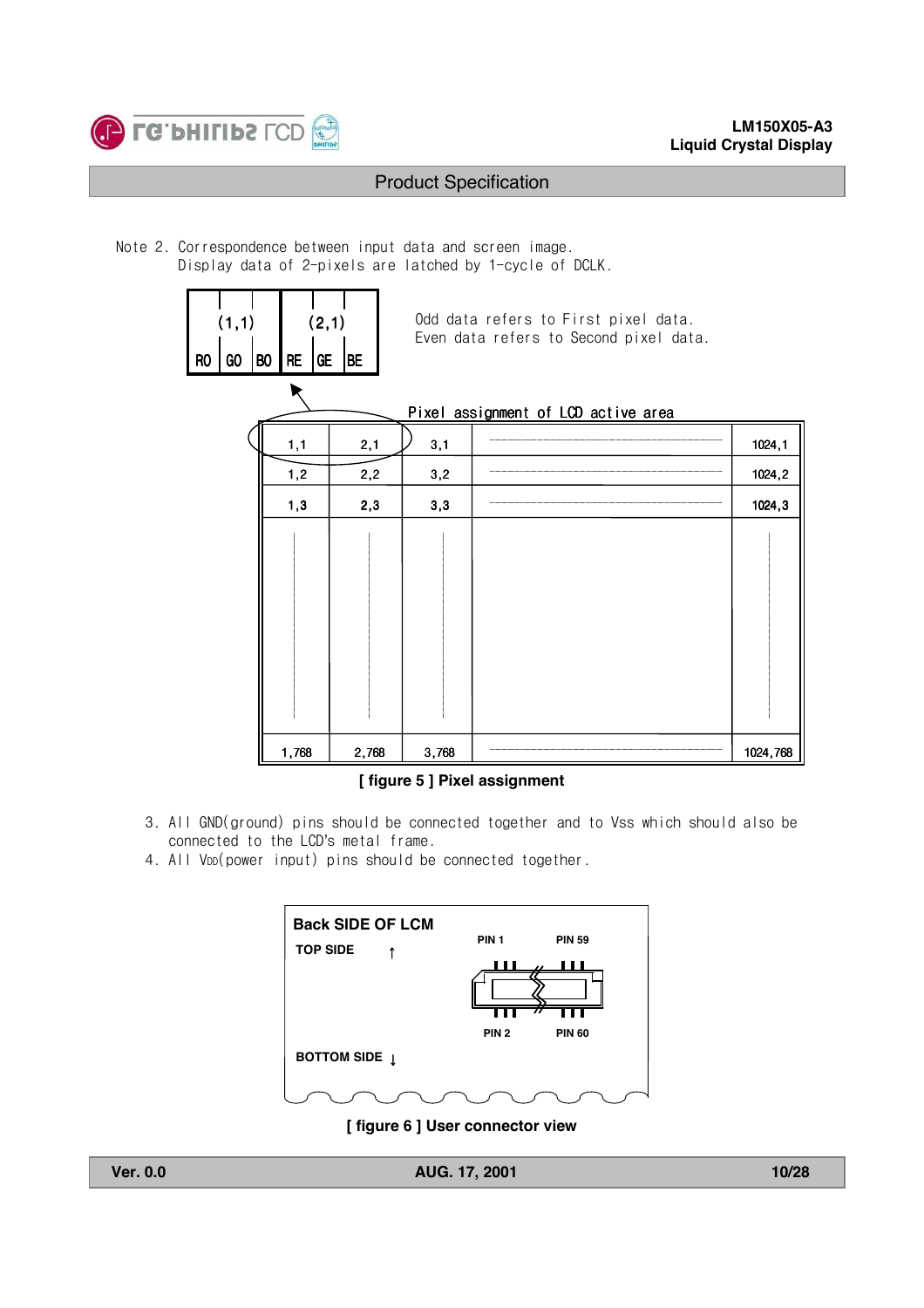Note 2. Correspondence between input data and screen image.
Display data of 2-pixels are latched by 1-cycle of DCLK.

| (1,1) | | | (2,1) | | |
|---|---|---|---|---|---|
| RO | GO | BO | RE | GE | BE |

Odd data refers to First pixel data.
Even data refers to Second pixel data.

Pixel assignment of LCD active area

| 1,1 | 2,1 | 3,1 | | 1024,1 |
|---|---|---|---|---|
| 1,2 | 2,2 | 3,2 | | 1024,2 |
| 1,3 | 2,3 | 3,3 | | 1024,3 |
| | | | | |
| 1,768 | 2,768 | 3,768 | | 1024,768 |

**[ figure 5 ] Pixel assignment**

3. All GND(ground) pins should be connected together and to Vss which should also be connected to the LCD's metal frame.
4. All $V_{DD}$(power input) pins should be connected together.

**Back SIDE OF LCM**

TOP SIDE ↑

PIN 1 PIN 59

PIN 2 PIN 60

BOTTOM SIDE ↓

**[ figure 6 ] User connector view**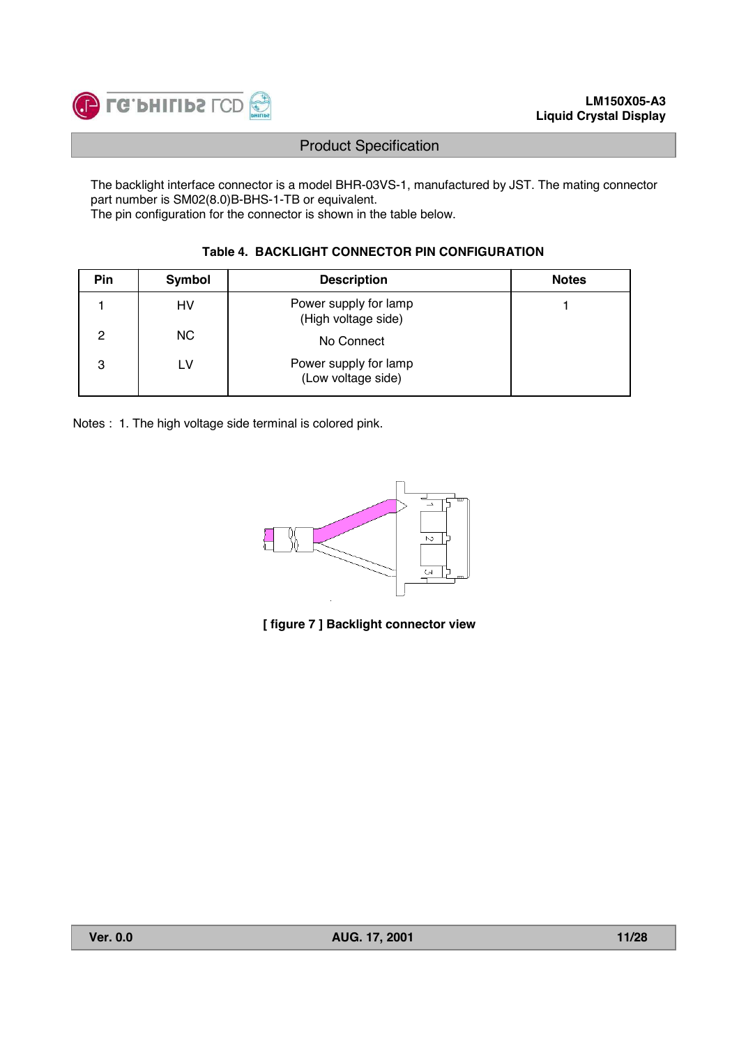The backlight interface connector is a model BHR-03VS-1, manufactured by JST. The mating connector part number is SM02(8.0)B-BHS-1-TB or equivalent.
The pin configuration for the connector is shown in the table below.

**Table 4. BACKLIGHT CONNECTOR PIN CONFIGURATION**

| Pin | Symbol | Description | Notes |
|---|---|---|---|
| 1 | HV | Power supply for lamp (High voltage side) | 1 |
| 2 | NC | No Connect | |
| 3 | LV | Power supply for lamp (Low voltage side) | |

Notes : 1. The high voltage side terminal is colored pink.

**[ figure 7 ] Backlight connector view**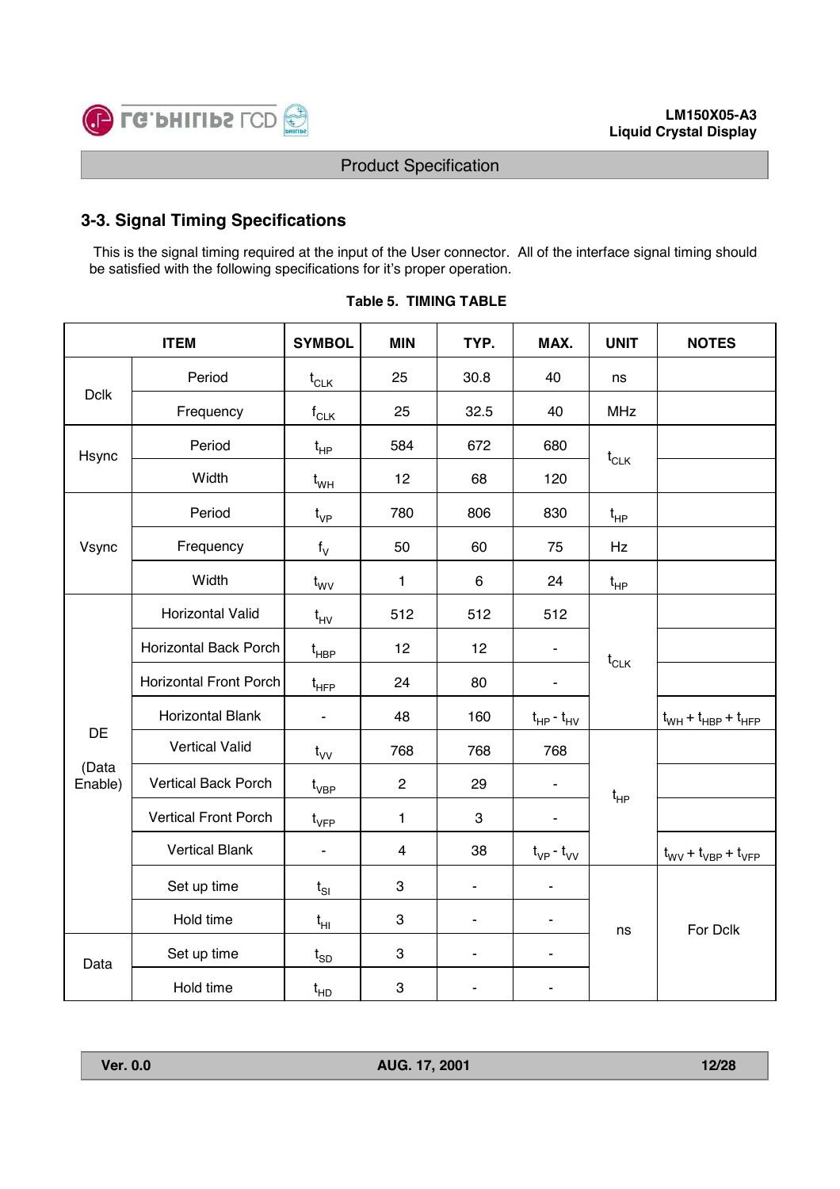## 3-3. Signal Timing Specifications

This is the signal timing required at the input of the User connector. All of the interface signal timing should be satisfied with the following specifications for it's proper operation.

**Table 5. TIMING TABLE**

| ITEM | | SYMBOL | MIN | TYP. | MAX. | UNIT | NOTES |
|---|---|---|---|---|---|---|---|
| Dclk | Period | $t_{CLK}$ | 25 | 30.8 | 40 | ns | |
| | Frequency | $f_{CLK}$ | 25 | 32.5 | 40 | MHz | |
| Hsync | Period | $t_{HP}$ | 584 | 672 | 680 | $t_{CLK}$ | |
| | Width | $t_{WH}$ | 12 | 68 | 120 | | |
| Vsync | Period | $t_{VP}$ | 780 | 806 | 830 | $t_{HP}$ | |
| | Frequency | $f_V$ | 50 | 60 | 75 | Hz | |
| | Width | $t_{WV}$ | 1 | 6 | 24 | $t_{HP}$ | |
| DE (Data Enable) | Horizontal Valid | $t_{HV}$ | 512 | 512 | 512 | $t_{CLK}$ | |
| | Horizontal Back Porch | $t_{HBP}$ | 12 | 12 | - | | |
| | Horizontal Front Porch | $t_{HFP}$ | 24 | 80 | - | | |
| | Horizontal Blank | - | 48 | 160 | $t_{HP} - t_{HV}$ | | $t_{WH} + t_{HBP} + t_{HFP}$ |
| | Vertical Valid | $t_{VV}$ | 768 | 768 | 768 | $t_{HP}$ | |
| | Vertical Back Porch | $t_{VBP}$ | 2 | 29 | - | | |
| | Vertical Front Porch | $t_{VFP}$ | 1 | 3 | - | | |
| | Vertical Blank | - | 4 | 38 | $t_{VP} - t_{VV}$ | | $t_{WV} + t_{VBP} + t_{VFP}$ |
| | Set up time | $t_{SI}$ | 3 | - | - | ns | For Dclk |
| | Hold time | $t_{HI}$ | 3 | - | - | | |
| Data | Set up time | $t_{SD}$ | 3 | - | - | | |
| | Hold time | $t_{HD}$ | 3 | - | - | | |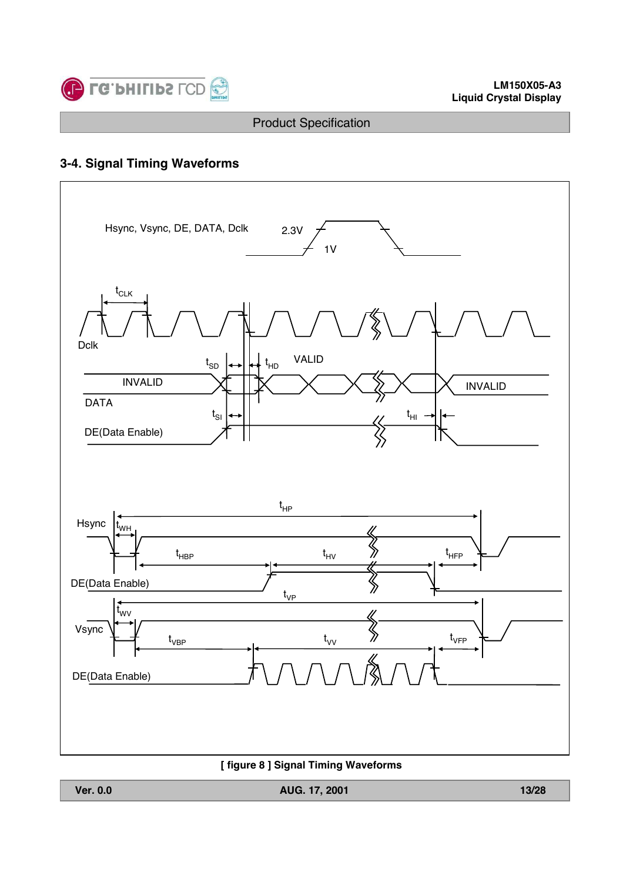## 3-4. Signal Timing Waveforms

Hsync, Vsync, DE, DATA, Dclk

2.3V

1V

$t_{CLK}$

Dclk

$t_{SD}$ $t_{HD}$ VALID

INVALID

DATA

INVALID

$t_{SI}$

$t_{HI}$

DE(Data Enable)

$t_{HP}$

Hsync

$t_{WH}$

$t_{HBP}$ $t_{HV}$ $t_{HFP}$

DE(Data Enable)

$t_{VP}$

$t_{WV}$

Vsync

$t_{VBP}$ $t_{VV}$ $t_{VFP}$

DE(Data Enable)

**[ figure 8 ] Signal Timing Waveforms**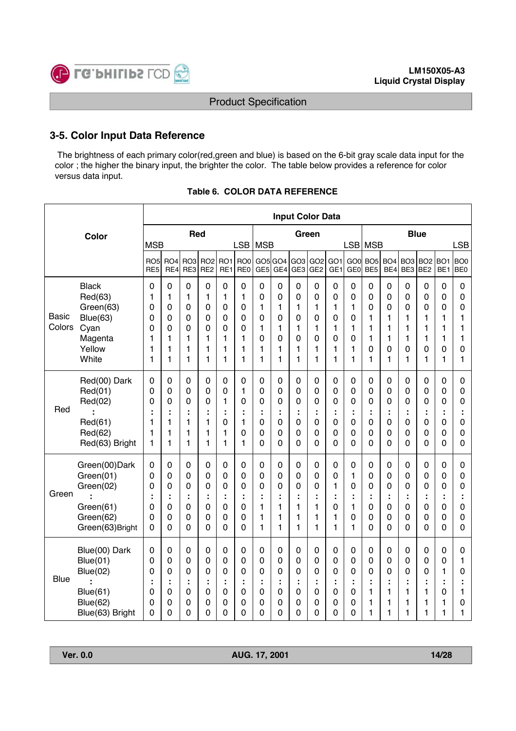## 3-5. Color Input Data Reference

The brightness of each primary color(red,green and blue) is based on the 6-bit gray scale data input for the color ; the higher the binary input, the brighter the color. The table below provides a reference for color versus data input.

**Table 6. COLOR DATA REFERENCE**

| Color | | Input Color Data | | | | | | | | | | | | | | | | | |
|---|---|---|---|---|---|---|---|---|---|---|---|---|---|---|---|---|---|---|---|
| | | Red | | | | | | Green | | | | | | Blue | | | | | |
| | | MSB | | | | | LSB | MSB | | | | | LSB | MSB | | | | | LSB |
| | | RO5 RE5 | RO4 RE4 | RO3 RE3 | RO2 RE2 | RO1 RE1 | RO0 RE0 | GO5 GE5 | GO4 GE4 | GO3 GE3 | GO2 GE2 | GO1 GE1 | GO0 GE0 | BO5 BE5 | BO4 BE4 | BO3 BE3 | BO2 BE2 | BO1 BE1 | BO0 BE0 |
| Basic Colors | Black | 0 | 0 | 0 | 0 | 0 | 0 | 0 | 0 | 0 | 0 | 0 | 0 | 0 | 0 | 0 | 0 | 0 | 0 |
| | Red(63) | 1 | 1 | 1 | 1 | 1 | 1 | 0 | 0 | 0 | 0 | 0 | 0 | 0 | 0 | 0 | 0 | 0 | 0 |
| | Green(63) | 0 | 0 | 0 | 0 | 0 | 0 | 1 | 1 | 1 | 1 | 1 | 1 | 0 | 0 | 0 | 0 | 0 | 0 |
| | Blue(63) | 0 | 0 | 0 | 0 | 0 | 0 | 0 | 0 | 0 | 0 | 0 | 0 | 1 | 1 | 1 | 1 | 1 | 1 |
| | Cyan | 0 | 0 | 0 | 0 | 0 | 0 | 1 | 1 | 1 | 1 | 1 | 1 | 1 | 1 | 1 | 1 | 1 | 1 |
| | Magenta | 1 | 1 | 1 | 1 | 1 | 1 | 0 | 0 | 0 | 0 | 0 | 0 | 1 | 1 | 1 | 1 | 1 | 1 |
| | Yellow | 1 | 1 | 1 | 1 | 1 | 1 | 1 | 1 | 1 | 1 | 1 | 1 | 0 | 0 | 0 | 0 | 0 | 0 |
| | White | 1 | 1 | 1 | 1 | 1 | 1 | 1 | 1 | 1 | 1 | 1 | 1 | 1 | 1 | 1 | 1 | 1 | 1 |
| Red | Red(00) Dark | 0 | 0 | 0 | 0 | 0 | 0 | 0 | 0 | 0 | 0 | 0 | 0 | 0 | 0 | 0 | 0 | 0 | 0 |
| | Red(01) | 0 | 0 | 0 | 0 | 0 | 1 | 0 | 0 | 0 | 0 | 0 | 0 | 0 | 0 | 0 | 0 | 0 | 0 |
| | Red(02) | 0 | 0 | 0 | 0 | 1 | 0 | 0 | 0 | 0 | 0 | 0 | 0 | 0 | 0 | 0 | 0 | 0 | 0 |
| | : | : | : | : | : | : | : | : | : | : | : | : | : | : | : | : | : | : | : |
| | Red(61) | 1 | 1 | 1 | 1 | 0 | 1 | 0 | 0 | 0 | 0 | 0 | 0 | 0 | 0 | 0 | 0 | 0 | 0 |
| | Red(62) | 1 | 1 | 1 | 1 | 1 | 0 | 0 | 0 | 0 | 0 | 0 | 0 | 0 | 0 | 0 | 0 | 0 | 0 |
| | Red(63) Bright | 1 | 1 | 1 | 1 | 1 | 1 | 0 | 0 | 0 | 0 | 0 | 0 | 0 | 0 | 0 | 0 | 0 | 0 |
| Green | Green(00)Dark | 0 | 0 | 0 | 0 | 0 | 0 | 0 | 0 | 0 | 0 | 0 | 0 | 0 | 0 | 0 | 0 | 0 | 0 |
| | Green(01) | 0 | 0 | 0 | 0 | 0 | 0 | 0 | 0 | 0 | 0 | 0 | 1 | 0 | 0 | 0 | 0 | 0 | 0 |
| | Green(02) | 0 | 0 | 0 | 0 | 0 | 0 | 0 | 0 | 0 | 0 | 1 | 0 | 0 | 0 | 0 | 0 | 0 | 0 |
| | : | : | : | : | : | : | : | : | : | : | : | : | : | : | : | : | : | : | : |
| | Green(61) | 0 | 0 | 0 | 0 | 0 | 0 | 1 | 1 | 1 | 1 | 0 | 1 | 0 | 0 | 0 | 0 | 0 | 0 |
| | Green(62) | 0 | 0 | 0 | 0 | 0 | 0 | 1 | 1 | 1 | 1 | 1 | 0 | 0 | 0 | 0 | 0 | 0 | 0 |
| | Green(63)Bright | 0 | 0 | 0 | 0 | 0 | 0 | 1 | 1 | 1 | 1 | 1 | 1 | 0 | 0 | 0 | 0 | 0 | 0 |
| Blue | Blue(00) Dark | 0 | 0 | 0 | 0 | 0 | 0 | 0 | 0 | 0 | 0 | 0 | 0 | 0 | 0 | 0 | 0 | 0 | 0 |
| | Blue(01) | 0 | 0 | 0 | 0 | 0 | 0 | 0 | 0 | 0 | 0 | 0 | 0 | 0 | 0 | 0 | 0 | 0 | 1 |
| | Blue(02) | 0 | 0 | 0 | 0 | 0 | 0 | 0 | 0 | 0 | 0 | 0 | 0 | 0 | 0 | 0 | 0 | 1 | 0 |
| | : | : | : | : | : | : | : | : | : | : | : | : | : | : | : | : | : | : | : |
| | Blue(61) | 0 | 0 | 0 | 0 | 0 | 0 | 0 | 0 | 0 | 0 | 0 | 0 | 1 | 1 | 1 | 1 | 0 | 1 |
| | Blue(62) | 0 | 0 | 0 | 0 | 0 | 0 | 0 | 0 | 0 | 0 | 0 | 0 | 1 | 1 | 1 | 1 | 1 | 0 |
| | Blue(63) Bright | 0 | 0 | 0 | 0 | 0 | 0 | 0 | 0 | 0 | 0 | 0 | 0 | 1 | 1 | 1 | 1 | 1 | 1 |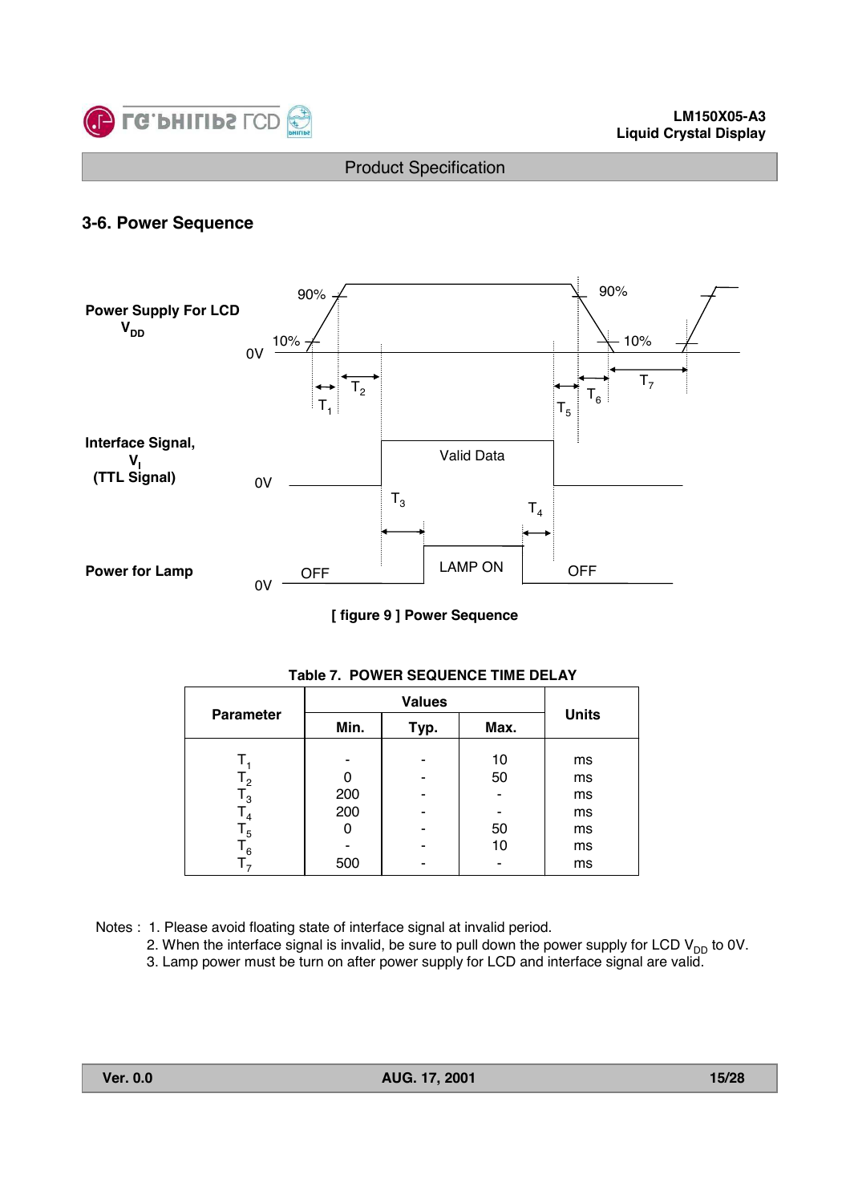## 3-6. Power Sequence

[ figure 9 ] Power Sequence

**Table 7. POWER SEQUENCE TIME DELAY**

| Parameter | Values | | | Units |
|---|---|---|---|---|
| | Min. | Typ. | Max. | |
| $T_1$ | - | - | 10 | ms |
| $T_2$ | 0 | - | 50 | ms |
| $T_3$ | 200 | - | - | ms |
| $T_4$ | 200 | - | - | ms |
| $T_5$ | 0 | - | 50 | ms |
| $T_6$ | - | - | 10 | ms |
| $T_7$ | 500 | - | - | ms |

Notes :
1. Please avoid floating state of interface signal at invalid period.
2. When the interface signal is invalid, be sure to pull down the power supply for LCD $V_{DD}$ to 0V.
3. Lamp power must be turn on after power supply for LCD and interface signal are valid.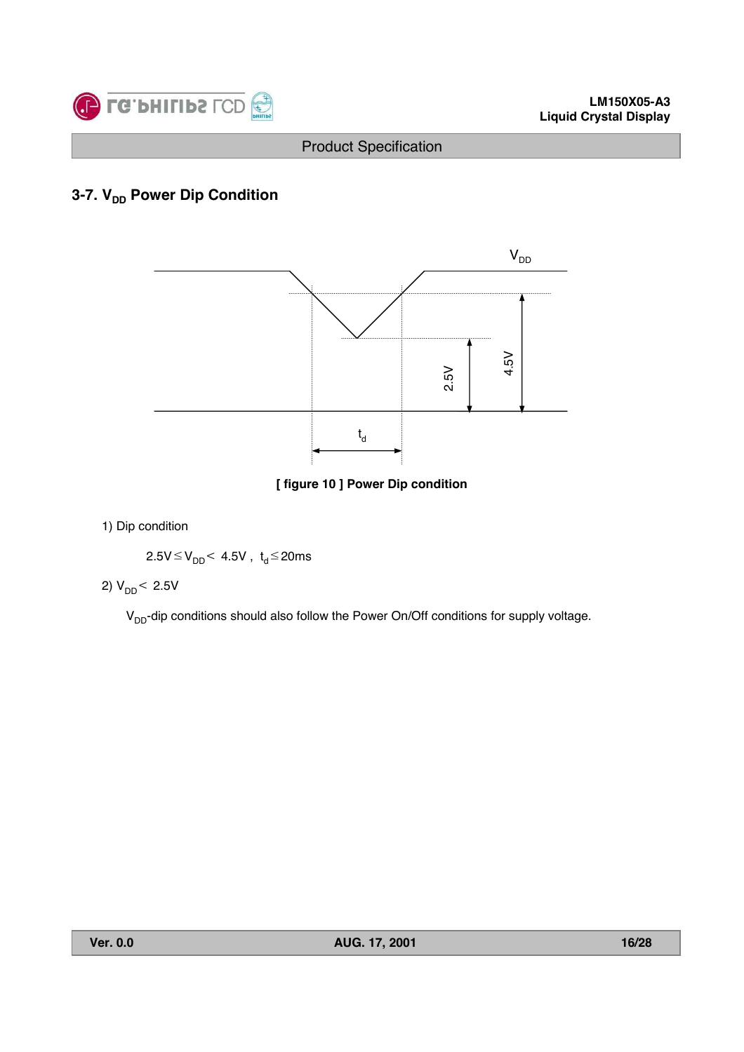## 3-7. $V_{DD}$ Power Dip Condition

[ figure 10 ] Power Dip condition

1) Dip condition

$2.5V \leq V_{DD} < 4.5V$ , $t_d \leq 20ms$

2) $V_{DD} < 2.5V$

$V_{DD}$-dip conditions should also follow the Power On/Off conditions for supply voltage.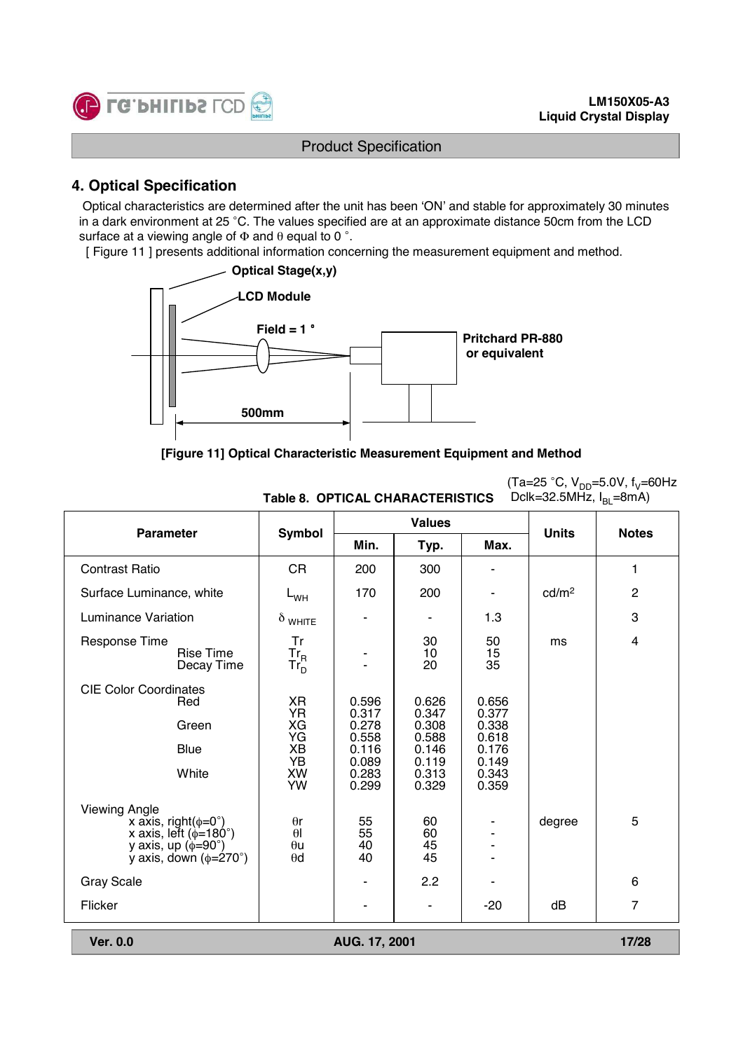## 4. Optical Specification

Optical characteristics are determined after the unit has been 'ON' and stable for approximately 30 minutes in a dark environment at 25 °C. The values specified are at an approximate distance 50cm from the LCD surface at a viewing angle of Φ and θ equal to 0 °.

[ Figure 11 ] presents additional information concerning the measurement equipment and method.

Optical Stage(x,y)

LCD Module

Field = 1 °

Pritchard PR-880 or equivalent

500mm

**[Figure 11] Optical Characteristic Measurement Equipment and Method**

**Table 8. OPTICAL CHARACTERISTICS** (Ta=25 °C, $V_{DD}$=5.0V, $f_V$=60Hz Dclk=32.5MHz, $I_{BL}$=8mA)

| Parameter | Symbol | Values | | | Units | Notes |
|---|---|---|---|---|---|---|
| | | Min. | Typ. | Max. | | |
| Contrast Ratio | CR | 200 | 300 | - | | 1 |
| Surface Luminance, white | $L_{WH}$ | 170 | 200 | - | cd/m² | 2 |
| Luminance Variation | $\delta_{WHITE}$ | - | - | 1.3 | | 3 |
| Response Time | Tr | | 30 | 50 | ms | 4 |
| Rise Time | $Tr_R$ | - | 10 | 15 | | |
| Decay Time | $Tr_D$ | - | 20 | 35 | | |
| CIE Color Coordinates | | | | | | |
| Red | XR | 0.596 | 0.626 | 0.656 | | |
| | YR | 0.317 | 0.347 | 0.377 | | |
| Green | XG | 0.278 | 0.308 | 0.338 | | |
| | YG | 0.558 | 0.588 | 0.618 | | |
| Blue | XB | 0.116 | 0.146 | 0.176 | | |
| | YB | 0.089 | 0.119 | 0.149 | | |
| White | XW | 0.283 | 0.313 | 0.343 | | |
| | YW | 0.299 | 0.329 | 0.359 | | |
| Viewing Angle | | | | | | |
| x axis, right(φ=0°) | θr | 55 | 60 | - | degree | 5 |
| x axis, left (φ=180°) | θl | 55 | 60 | - | | |
| y axis, up (φ=90°) | θu | 40 | 45 | - | | |
| y axis, down (φ=270°) | θd | 40 | 45 | - | | |
| Gray Scale | | - | 2.2 | - | | 6 |
| Flicker | | - | - | -20 | dB | 7 |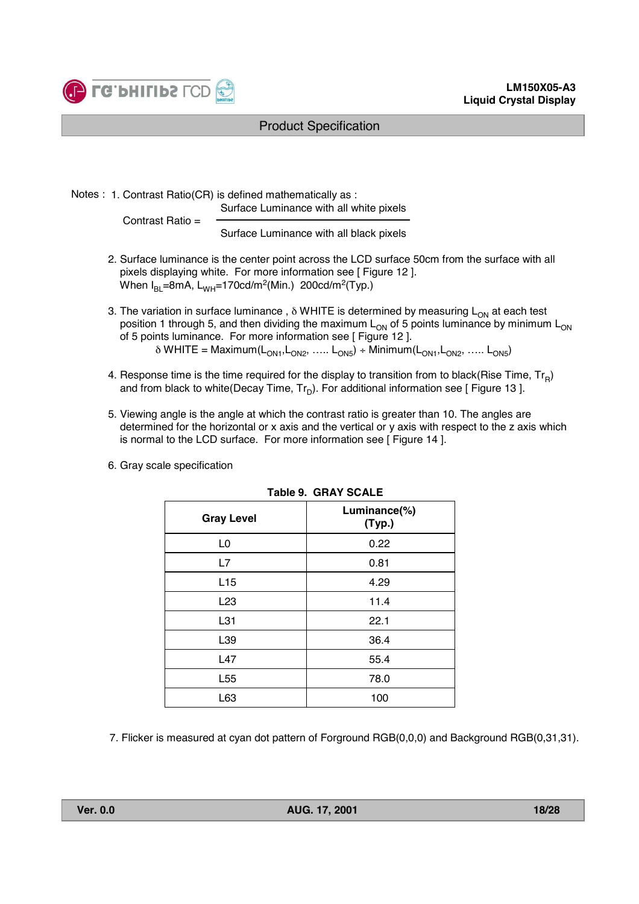Notes : 1. Contrast Ratio(CR) is defined mathematically as :

$$\text{Contrast Ratio} = \frac{\text{Surface Luminance with all white pixels}}{\text{Surface Luminance with all black pixels}}$$

2. Surface luminance is the center point across the LCD surface 50cm from the surface with all pixels displaying white. For more information see [ Figure 12 ].
   When $I_{BL}$=8mA, $L_{WH}$=170cd/m$^2$(Min.) 200cd/m$^2$(Typ.)

3. The variation in surface luminance , $\delta$ WHITE is determined by measuring $L_{ON}$ at each test position 1 through 5, and then dividing the maximum $L_{ON}$ of 5 points luminance by minimum $L_{ON}$ of 5 points luminance. For more information see [ Figure 12 ].

   $\delta$ WHITE = Maximum($L_{ON1}$,$L_{ON2}$, ….. $L_{ON5}$) ÷ Minimum($L_{ON1}$,$L_{ON2}$, ….. $L_{ON5}$)

4. Response time is the time required for the display to transition from to black(Rise Time, $Tr_R$) and from black to white(Decay Time, $Tr_D$). For additional information see [ Figure 13 ].

5. Viewing angle is the angle at which the contrast ratio is greater than 10. The angles are determined for the horizontal or x axis and the vertical or y axis with respect to the z axis which is normal to the LCD surface. For more information see [ Figure 14 ].

6. Gray scale specification

**Table 9. GRAY SCALE**

| Gray Level | Luminance(%) (Typ.) |
|---|---|
| L0 | 0.22 |
| L7 | 0.81 |
| L15 | 4.29 |
| L23 | 11.4 |
| L31 | 22.1 |
| L39 | 36.4 |
| L47 | 55.4 |
| L55 | 78.0 |
| L63 | 100 |

7. Flicker is measured at cyan dot pattern of Forground RGB(0,0,0) and Background RGB(0,31,31).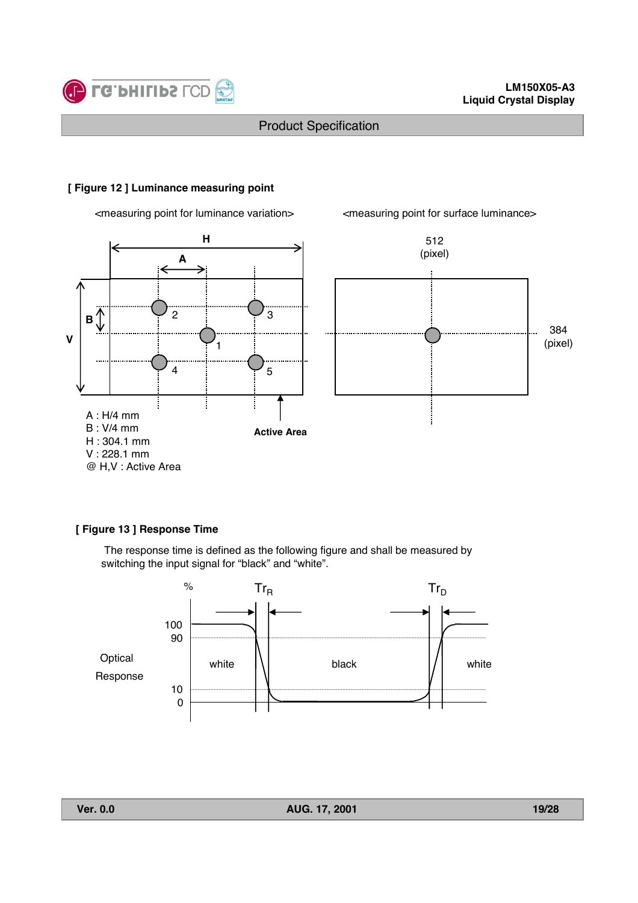**[ Figure 12 ] Luminance measuring point**

<measuring point for luminance variation>

<measuring point for surface luminance>

A : H/4 mm
B : V/4 mm
H : 304.1 mm
V : 228.1 mm
@ H,V : Active Area

**[ Figure 13 ] Response Time**

The response time is defined as the following figure and shall be measured by switching the input signal for "black" and "white".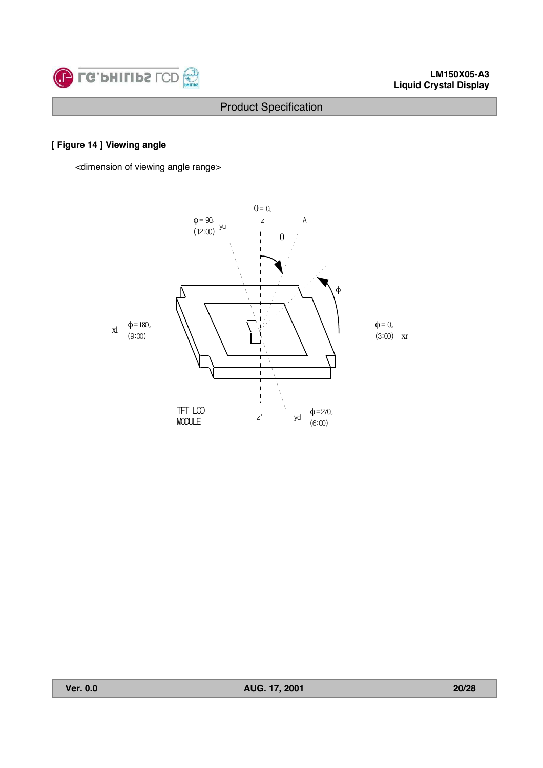**[ Figure 14 ] Viewing angle**

<dimension of viewing angle range>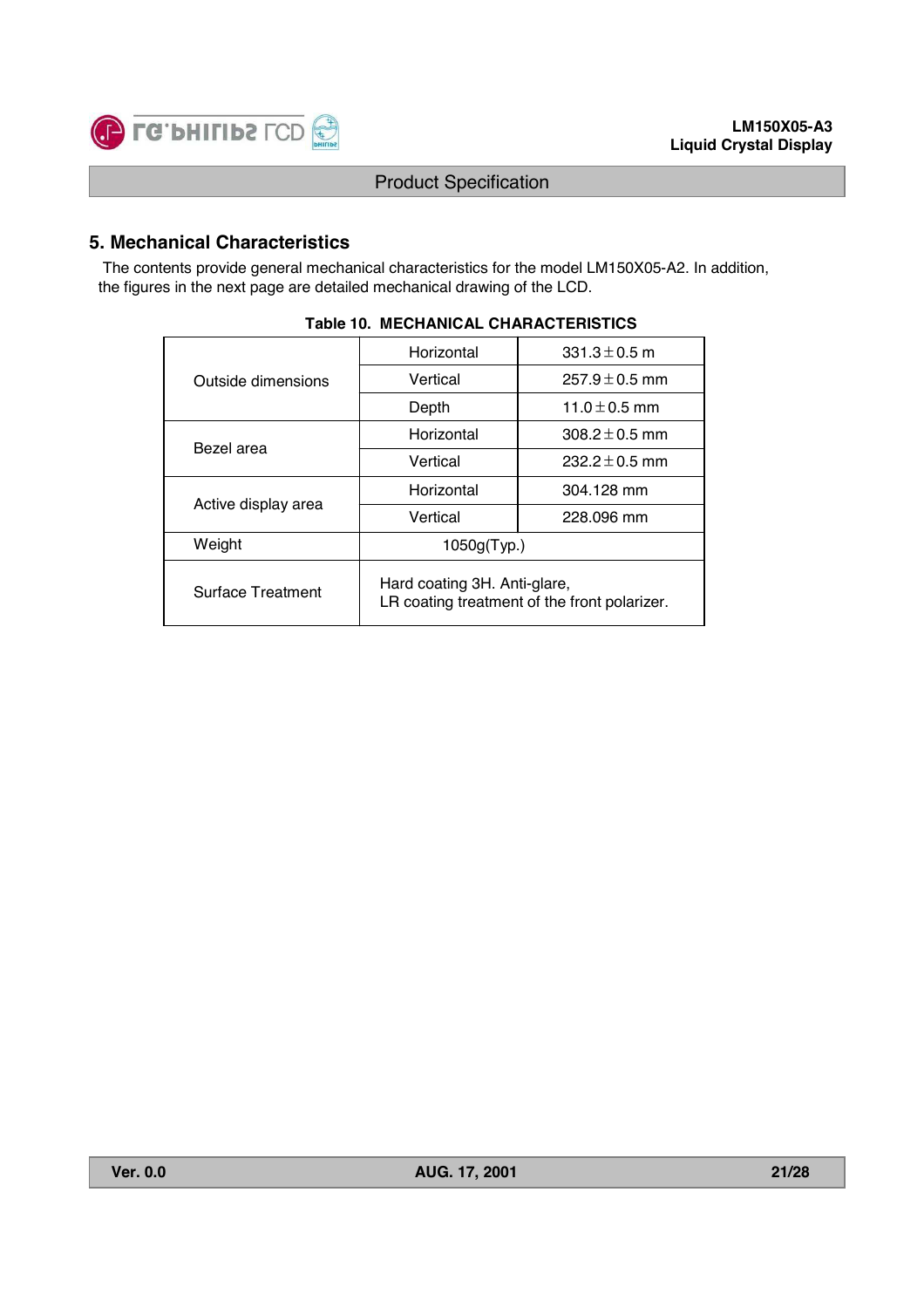## 5. Mechanical Characteristics

The contents provide general mechanical characteristics for the model LM150X05-A2. In addition, the figures in the next page are detailed mechanical drawing of the LCD.

**Table 10. MECHANICAL CHARACTERISTICS**

| | | |
|---|---|---|
| Outside dimensions | Horizontal | 331.3 ± 0.5 m |
| | Vertical | 257.9 ± 0.5 mm |
| | Depth | 11.0 ± 0.5 mm |
| Bezel area | Horizontal | 308.2 ± 0.5 mm |
| | Vertical | 232.2 ± 0.5 mm |
| Active display area | Horizontal | 304.128 mm |
| | Vertical | 228.096 mm |
| Weight | 1050g(Typ.) | |
| Surface Treatment | Hard coating 3H. Anti-glare,<br>LR coating treatment of the front polarizer. | |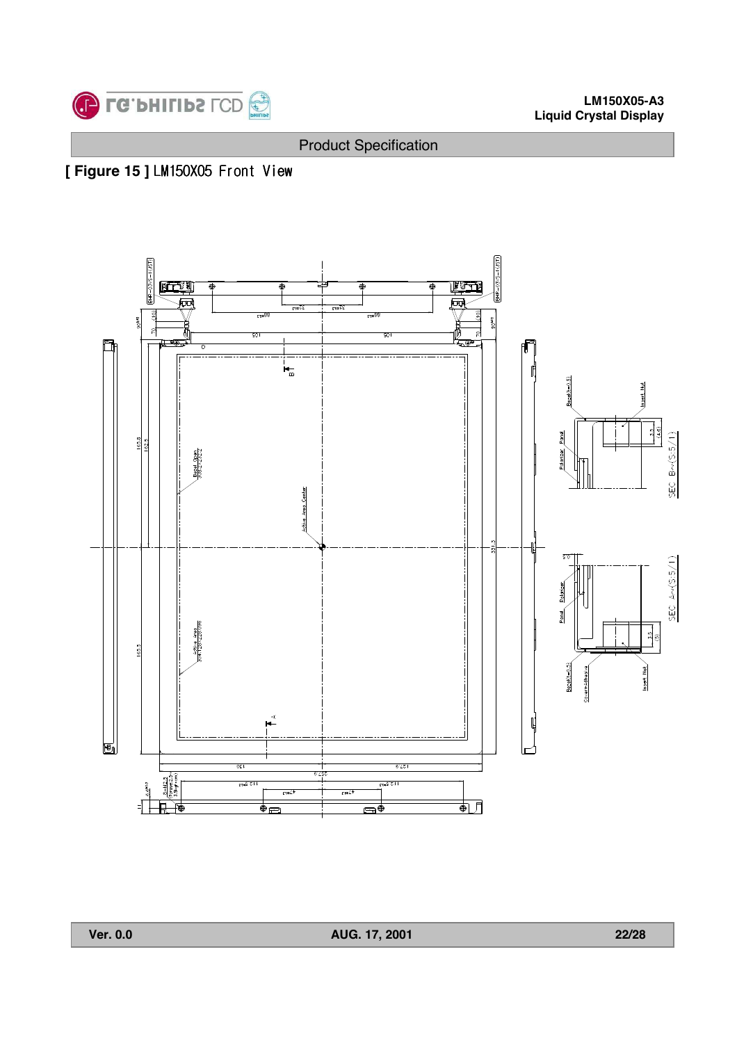## Product Specification

**[ Figure 15 ]** LM150X05 Front View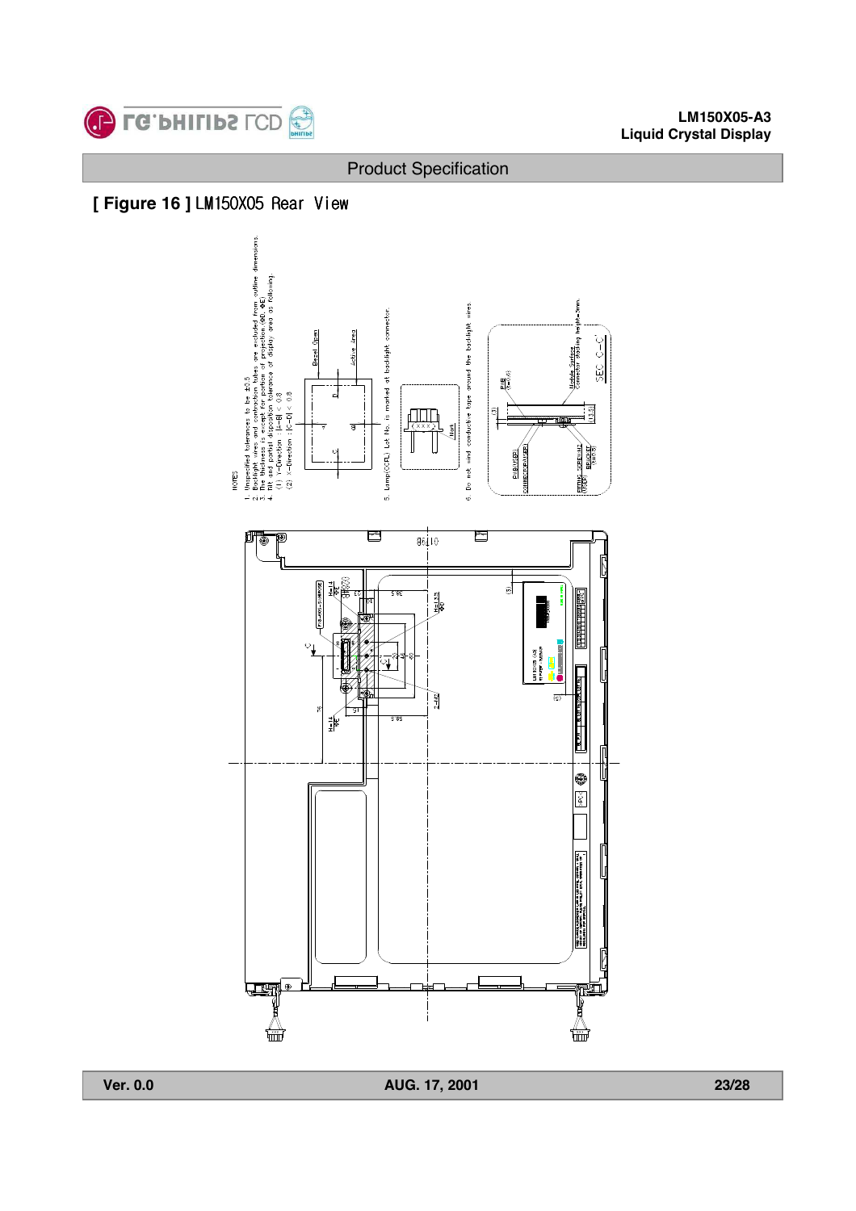## Product Specification

**[ Figure 16 ]** LM150X05 Rear View

NOTES

1. Unspecified tolerances to be ±0.5
2. Backlight wires and contraction tubes are excluded from outline dimensions.
3. The thickness is except for portion of projection (ΦD, ΦE)
4. Tilt and partial disposition tolerance of display area as following.
   (1) Y-Direction : |A−B| ≤ 0.8
   (2) X-Direction : |C−D| ≤ 0.8
5. Lamp(CCFL) Lot No. is marked at backlight connector.
6. Do not wind conductive tape around the backlight wires.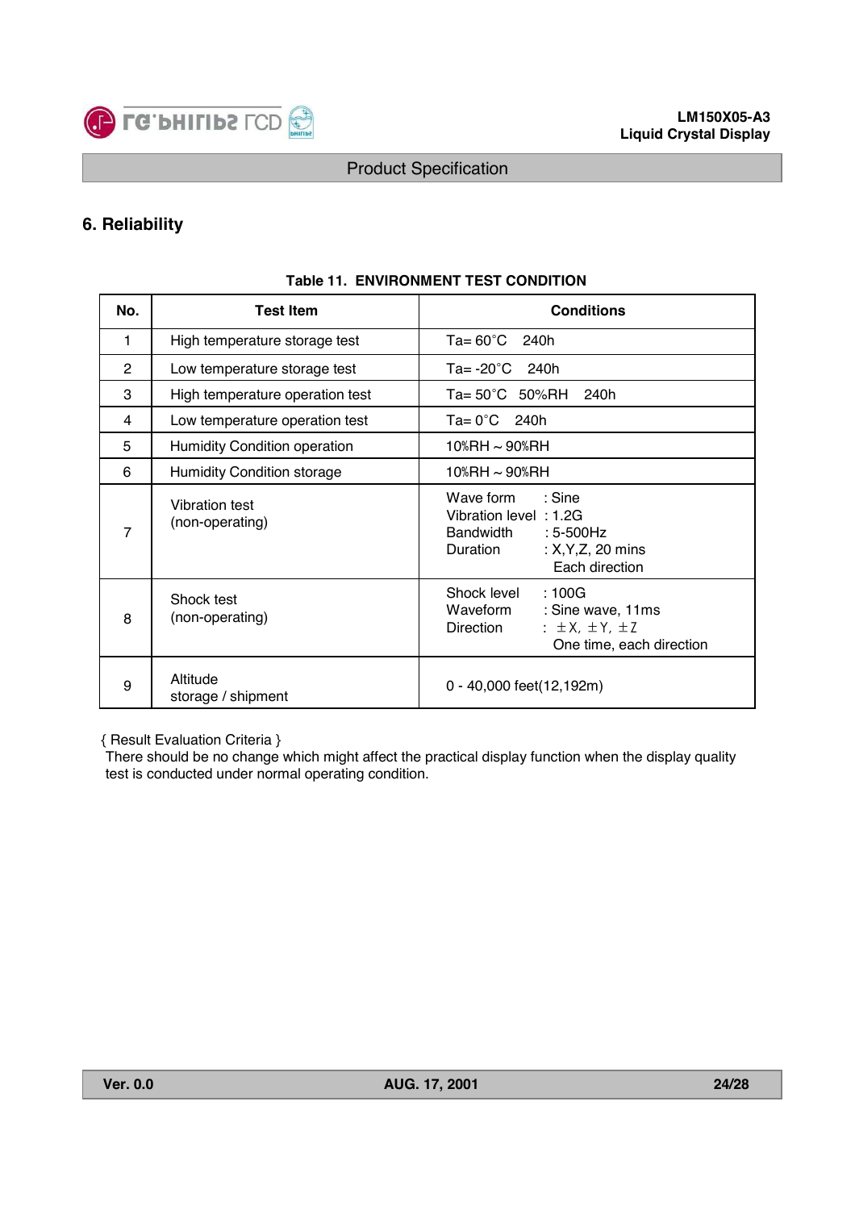## 6. Reliability

**Table 11. ENVIRONMENT TEST CONDITION**

| No. | Test Item | Conditions |
|---|---|---|
| 1 | High temperature storage test | Ta= 60°C 240h |
| 2 | Low temperature storage test | Ta= -20°C 240h |
| 3 | High temperature operation test | Ta= 50°C 50%RH 240h |
| 4 | Low temperature operation test | Ta= 0°C 240h |
| 5 | Humidity Condition operation | 10%RH ~ 90%RH |
| 6 | Humidity Condition storage | 10%RH ~ 90%RH |
| 7 | Vibration test (non-operating) | Wave form : Sine<br>Vibration level : 1.2G<br>Bandwidth : 5-500Hz<br>Duration : X,Y,Z, 20 mins Each direction |
| 8 | Shock test (non-operating) | Shock level : 100G<br>Waveform : Sine wave, 11ms<br>Direction : ±X, ±Y, ±Z One time, each direction |
| 9 | Altitude storage / shipment | 0 - 40,000 feet(12,192m) |

{ Result Evaluation Criteria }

There should be no change which might affect the practical display function when the display quality test is conducted under normal operating condition.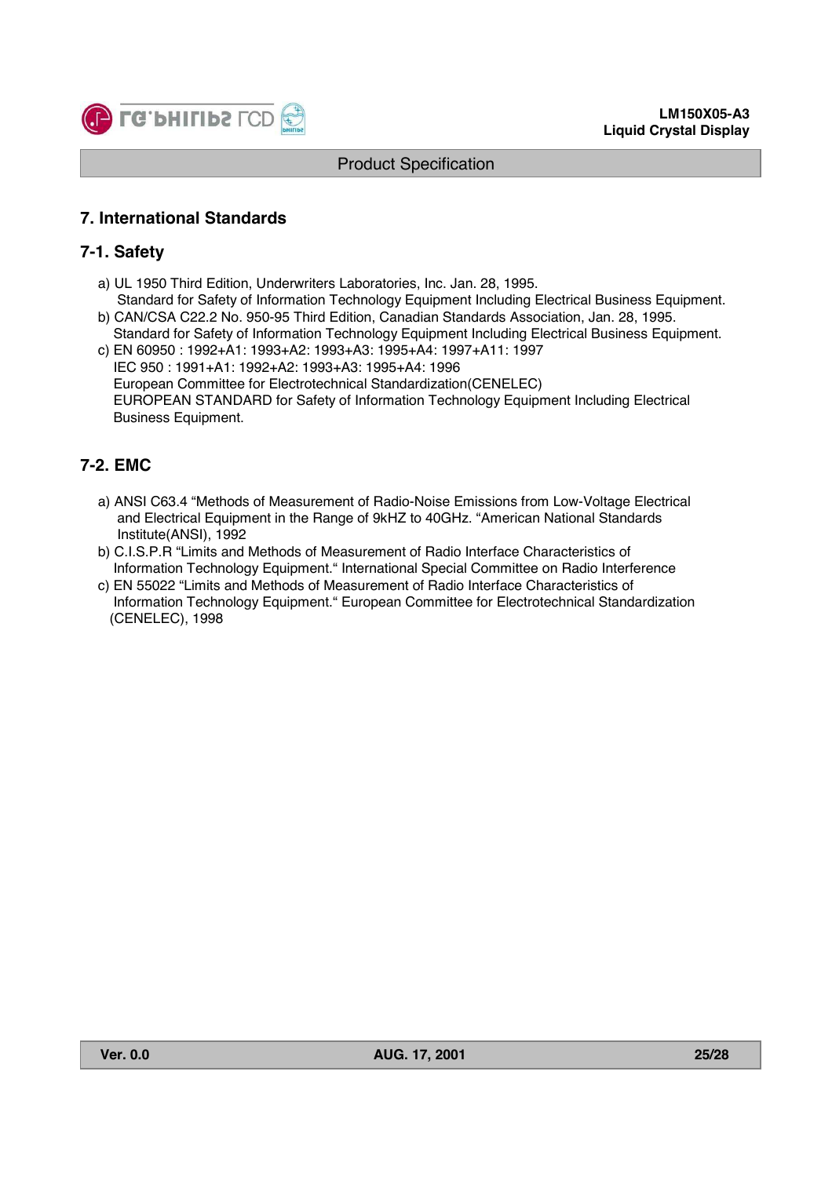## 7. International Standards

### 7-1. Safety

a) UL 1950 Third Edition, Underwriters Laboratories, Inc. Jan. 28, 1995.
   Standard for Safety of Information Technology Equipment Including Electrical Business Equipment.

b) CAN/CSA C22.2 No. 950-95 Third Edition, Canadian Standards Association, Jan. 28, 1995.
   Standard for Safety of Information Technology Equipment Including Electrical Business Equipment.

c) EN 60950 : 1992+A1: 1993+A2: 1993+A3: 1995+A4: 1997+A11: 1997
   IEC 950 : 1991+A1: 1992+A2: 1993+A3: 1995+A4: 1996
   European Committee for Electrotechnical Standardization(CENELEC)
   EUROPEAN STANDARD for Safety of Information Technology Equipment Including Electrical Business Equipment.

### 7-2. EMC

a) ANSI C63.4 "Methods of Measurement of Radio-Noise Emissions from Low-Voltage Electrical and Electrical Equipment in the Range of 9kHZ to 40GHz. "American National Standards Institute(ANSI), 1992

b) C.I.S.P.R "Limits and Methods of Measurement of Radio Interface Characteristics of Information Technology Equipment." International Special Committee on Radio Interference

c) EN 55022 "Limits and Methods of Measurement of Radio Interface Characteristics of Information Technology Equipment." European Committee for Electrotechnical Standardization (CENELEC), 1998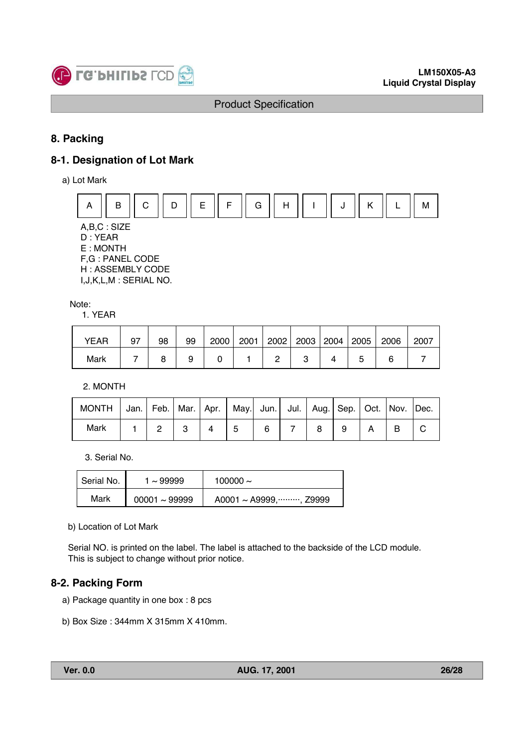## 8. Packing

### 8-1. Designation of Lot Mark

a) Lot Mark

| A | B | C | D | E | F | G | H | I | J | K | L | M |
|---|---|---|---|---|---|---|---|---|---|---|---|---|

A,B,C : SIZE
D : YEAR
E : MONTH
F,G : PANEL CODE
H : ASSEMBLY CODE
I,J,K,L,M : SERIAL NO.

Note:

1. YEAR

| YEAR | 97 | 98 | 99 | 2000 | 2001 | 2002 | 2003 | 2004 | 2005 | 2006 | 2007 |
|---|---|---|---|---|---|---|---|---|---|---|---|
| Mark | 7 | 8 | 9 | 0 | 1 | 2 | 3 | 4 | 5 | 6 | 7 |

2. MONTH

| MONTH | Jan. | Feb. | Mar. | Apr. | May. | Jun. | Jul. | Aug. | Sep. | Oct. | Nov. | Dec. |
|---|---|---|---|---|---|---|---|---|---|---|---|---|
| Mark | 1 | 2 | 3 | 4 | 5 | 6 | 7 | 8 | 9 | A | B | C |

3. Serial No.

| Serial No. | 1 ~ 99999 | 100000 ~ |
|---|---|---|
| Mark | 00001 ~ 99999 | A0001 ~ A9999,………, Z9999 |

b) Location of Lot Mark

Serial NO. is printed on the label. The label is attached to the backside of the LCD module.
This is subject to change without prior notice.

### 8-2. Packing Form

a) Package quantity in one box : 8 pcs

b) Box Size : 344mm X 315mm X 410mm.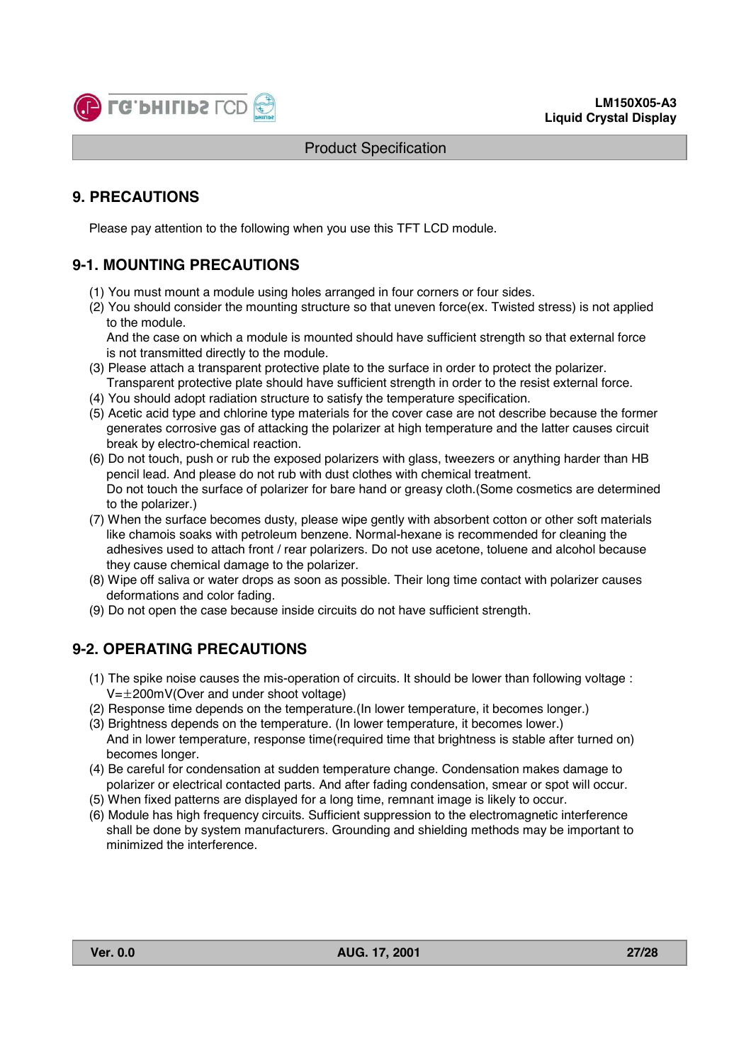# 9. PRECAUTIONS

Please pay attention to the following when you use this TFT LCD module.

## 9-1. MOUNTING PRECAUTIONS

(1) You must mount a module using holes arranged in four corners or four sides.

(2) You should consider the mounting structure so that uneven force(ex. Twisted stress) is not applied to the module.
And the case on which a module is mounted should have sufficient strength so that external force is not transmitted directly to the module.

(3) Please attach a transparent protective plate to the surface in order to protect the polarizer.
Transparent protective plate should have sufficient strength in order to the resist external force.

(4) You should adopt radiation structure to satisfy the temperature specification.

(5) Acetic acid type and chlorine type materials for the cover case are not describe because the former generates corrosive gas of attacking the polarizer at high temperature and the latter causes circuit break by electro-chemical reaction.

(6) Do not touch, push or rub the exposed polarizers with glass, tweezers or anything harder than HB pencil lead. And please do not rub with dust clothes with chemical treatment.
Do not touch the surface of polarizer for bare hand or greasy cloth.(Some cosmetics are determined to the polarizer.)

(7) When the surface becomes dusty, please wipe gently with absorbent cotton or other soft materials like chamois soaks with petroleum benzene. Normal-hexane is recommended for cleaning the adhesives used to attach front / rear polarizers. Do not use acetone, toluene and alcohol because they cause chemical damage to the polarizer.

(8) Wipe off saliva or water drops as soon as possible. Their long time contact with polarizer causes deformations and color fading.

(9) Do not open the case because inside circuits do not have sufficient strength.

## 9-2. OPERATING PRECAUTIONS

(1) The spike noise causes the mis-operation of circuits. It should be lower than following voltage :
V=±200mV(Over and under shoot voltage)

(2) Response time depends on the temperature.(In lower temperature, it becomes longer.)

(3) Brightness depends on the temperature. (In lower temperature, it becomes lower.)
And in lower temperature, response time(required time that brightness is stable after turned on) becomes longer.

(4) Be careful for condensation at sudden temperature change. Condensation makes damage to polarizer or electrical contacted parts. And after fading condensation, smear or spot will occur.

(5) When fixed patterns are displayed for a long time, remnant image is likely to occur.

(6) Module has high frequency circuits. Sufficient suppression to the electromagnetic interference shall be done by system manufacturers. Grounding and shielding methods may be important to minimized the interference.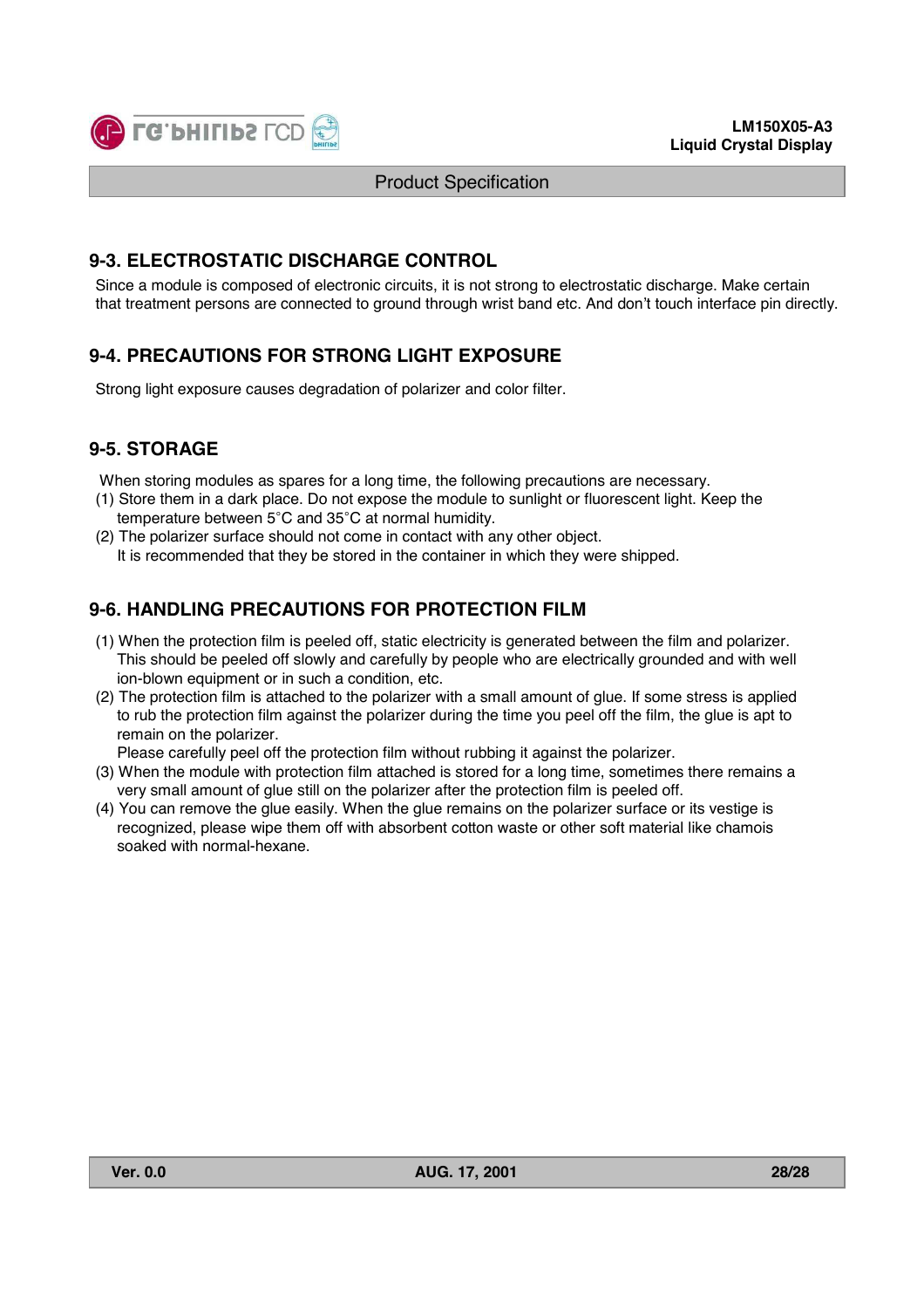## 9-3. ELECTROSTATIC DISCHARGE CONTROL

Since a module is composed of electronic circuits, it is not strong to electrostatic discharge. Make certain that treatment persons are connected to ground through wrist band etc. And don't touch interface pin directly.

## 9-4. PRECAUTIONS FOR STRONG LIGHT EXPOSURE

Strong light exposure causes degradation of polarizer and color filter.

## 9-5. STORAGE

When storing modules as spares for a long time, the following precautions are necessary.

(1) Store them in a dark place. Do not expose the module to sunlight or fluorescent light. Keep the temperature between 5°C and 35°C at normal humidity.

(2) The polarizer surface should not come in contact with any other object.
It is recommended that they be stored in the container in which they were shipped.

## 9-6. HANDLING PRECAUTIONS FOR PROTECTION FILM

(1) When the protection film is peeled off, static electricity is generated between the film and polarizer. This should be peeled off slowly and carefully by people who are electrically grounded and with well ion-blown equipment or in such a condition, etc.

(2) The protection film is attached to the polarizer with a small amount of glue. If some stress is applied to rub the protection film against the polarizer during the time you peel off the film, the glue is apt to remain on the polarizer.
Please carefully peel off the protection film without rubbing it against the polarizer.

(3) When the module with protection film attached is stored for a long time, sometimes there remains a very small amount of glue still on the polarizer after the protection film is peeled off.

(4) You can remove the glue easily. When the glue remains on the polarizer surface or its vestige is recognized, please wipe them off with absorbent cotton waste or other soft material like chamois soaked with normal-hexane.